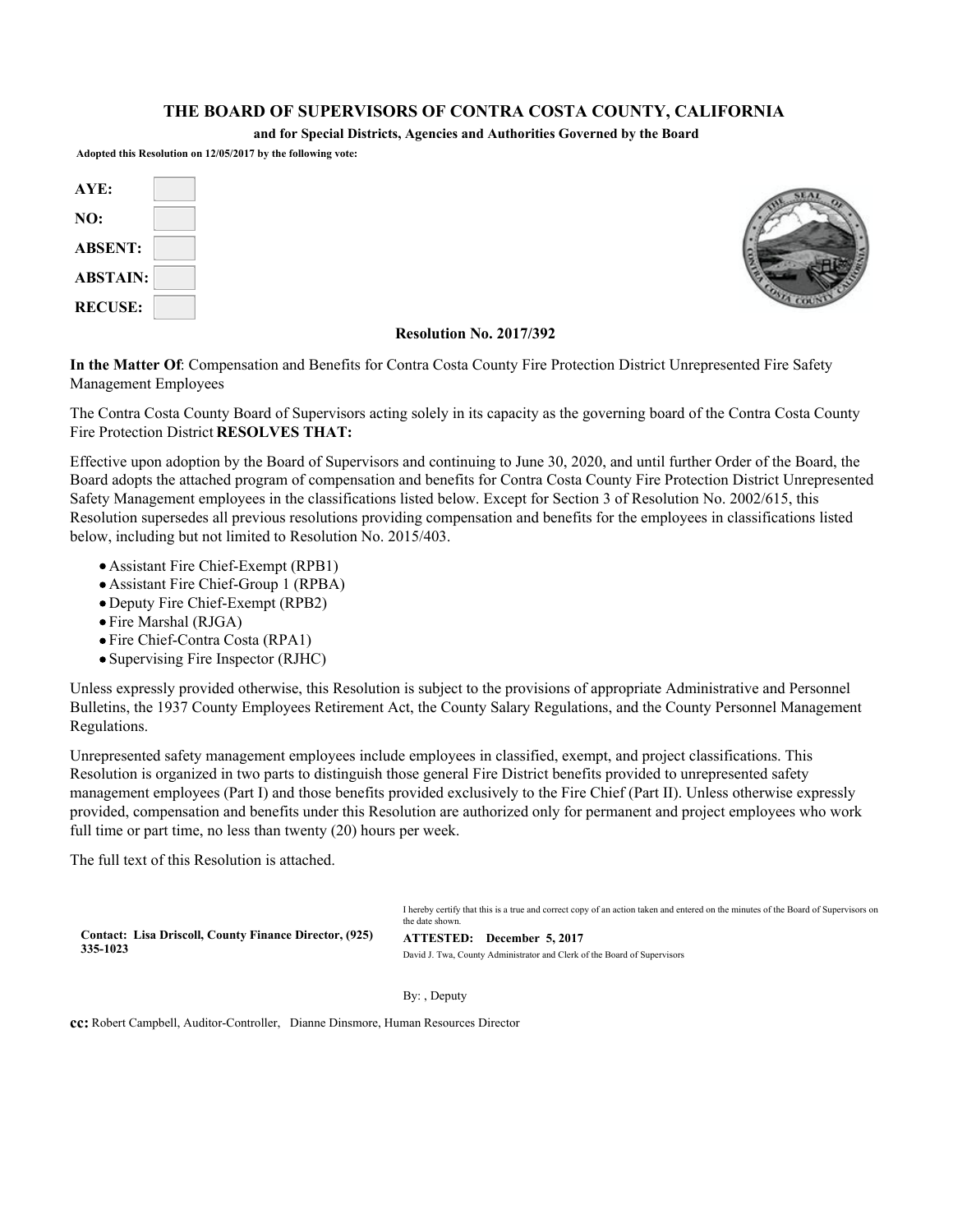# THE BOARD OF SUPERVISORS OF CONTRA COSTA COUNTY, CALIFORNIA

**and for Special Districts, Agencies and Authorities Governed by the Board**

**Adopted this Resolution on 12/05/2017 by the following vote:**

| | |
|---|---|
| **AYE:** | |
| **NO:** | |
| **ABSENT:** | |
| **ABSTAIN:** | |
| **RECUSE:** | |

**Resolution No. 2017/392**

**In the Matter Of**: Compensation and Benefits for Contra Costa County Fire Protection District Unrepresented Fire Safety Management Employees

The Contra Costa County Board of Supervisors acting solely in its capacity as the governing board of the Contra Costa County Fire Protection District **RESOLVES THAT:**

Effective upon adoption by the Board of Supervisors and continuing to June 30, 2020, and until further Order of the Board, the Board adopts the attached program of compensation and benefits for Contra Costa County Fire Protection District Unrepresented Safety Management employees in the classifications listed below. Except for Section 3 of Resolution No. 2002/615, this Resolution supersedes all previous resolutions providing compensation and benefits for the employees in classifications listed below, including but not limited to Resolution No. 2015/403.

- Assistant Fire Chief-Exempt (RPB1)
- Assistant Fire Chief-Group 1 (RPBA)
- Deputy Fire Chief-Exempt (RPB2)
- Fire Marshal (RJGA)
- Fire Chief-Contra Costa (RPA1)
- Supervising Fire Inspector (RJHC)

Unless expressly provided otherwise, this Resolution is subject to the provisions of appropriate Administrative and Personnel Bulletins, the 1937 County Employees Retirement Act, the County Salary Regulations, and the County Personnel Management Regulations.

Unrepresented safety management employees include employees in classified, exempt, and project classifications. This Resolution is organized in two parts to distinguish those general Fire District benefits provided to unrepresented safety management employees (Part I) and those benefits provided exclusively to the Fire Chief (Part II). Unless otherwise expressly provided, compensation and benefits under this Resolution are authorized only for permanent and project employees who work full time or part time, no less than twenty (20) hours per week.

The full text of this Resolution is attached.

**Contact: Lisa Driscoll, County Finance Director, (925) 335-1023**

I hereby certify that this is a true and correct copy of an action taken and entered on the minutes of the Board of Supervisors on the date shown.

**ATTESTED: December 5, 2017**

David J. Twa, County Administrator and Clerk of the Board of Supervisors

By: , Deputy

**cc:** Robert Campbell, Auditor-Controller, Dianne Dinsmore, Human Resources Director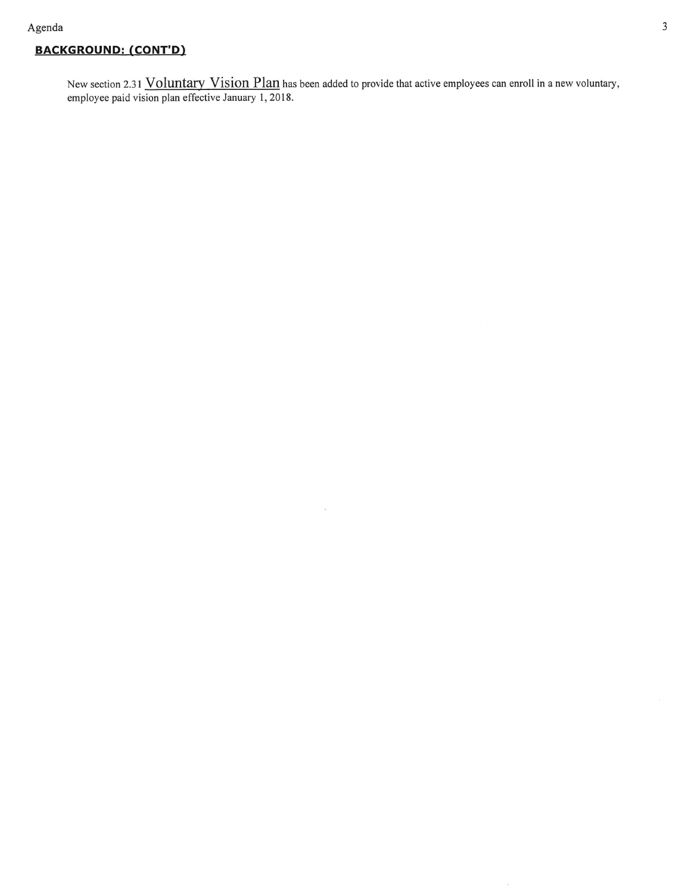## BACKGROUND: (CONT'D)

New section 2.31 Voluntary Vision Plan has been added to provide that active employees can enroll in a new voluntary, employee paid vision plan effective January 1, 2018.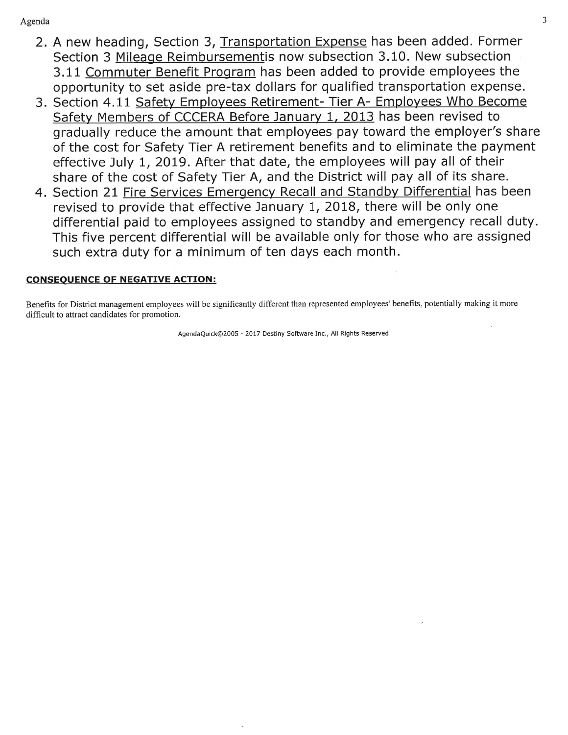2. A new heading, Section 3, Transportation Expense has been added. Former Section 3 Mileage Reimbursementis now subsection 3.10. New subsection 3.11 Commuter Benefit Program has been added to provide employees the opportunity to set aside pre-tax dollars for qualified transportation expense.
3. Section 4.11 Safety Employees Retirement- Tier A- Employees Who Become Safety Members of CCCERA Before January 1, 2013 has been revised to gradually reduce the amount that employees pay toward the employer's share of the cost for Safety Tier A retirement benefits and to eliminate the payment effective July 1, 2019. After that date, the employees will pay all of their share of the cost of Safety Tier A, and the District will pay all of its share.
4. Section 21 Fire Services Emergency Recall and Standby Differential has been revised to provide that effective January 1, 2018, there will be only one differential paid to employees assigned to standby and emergency recall duty. This five percent differential will be available only for those who are assigned such extra duty for a minimum of ten days each month.

**CONSEQUENCE OF NEGATIVE ACTION:**

Benefits for District management employees will be significantly different than represented employees' benefits, potentially making it more difficult to attract candidates for promotion.

AgendaQuick©2005 - 2017 Destiny Software Inc., All Rights Reserved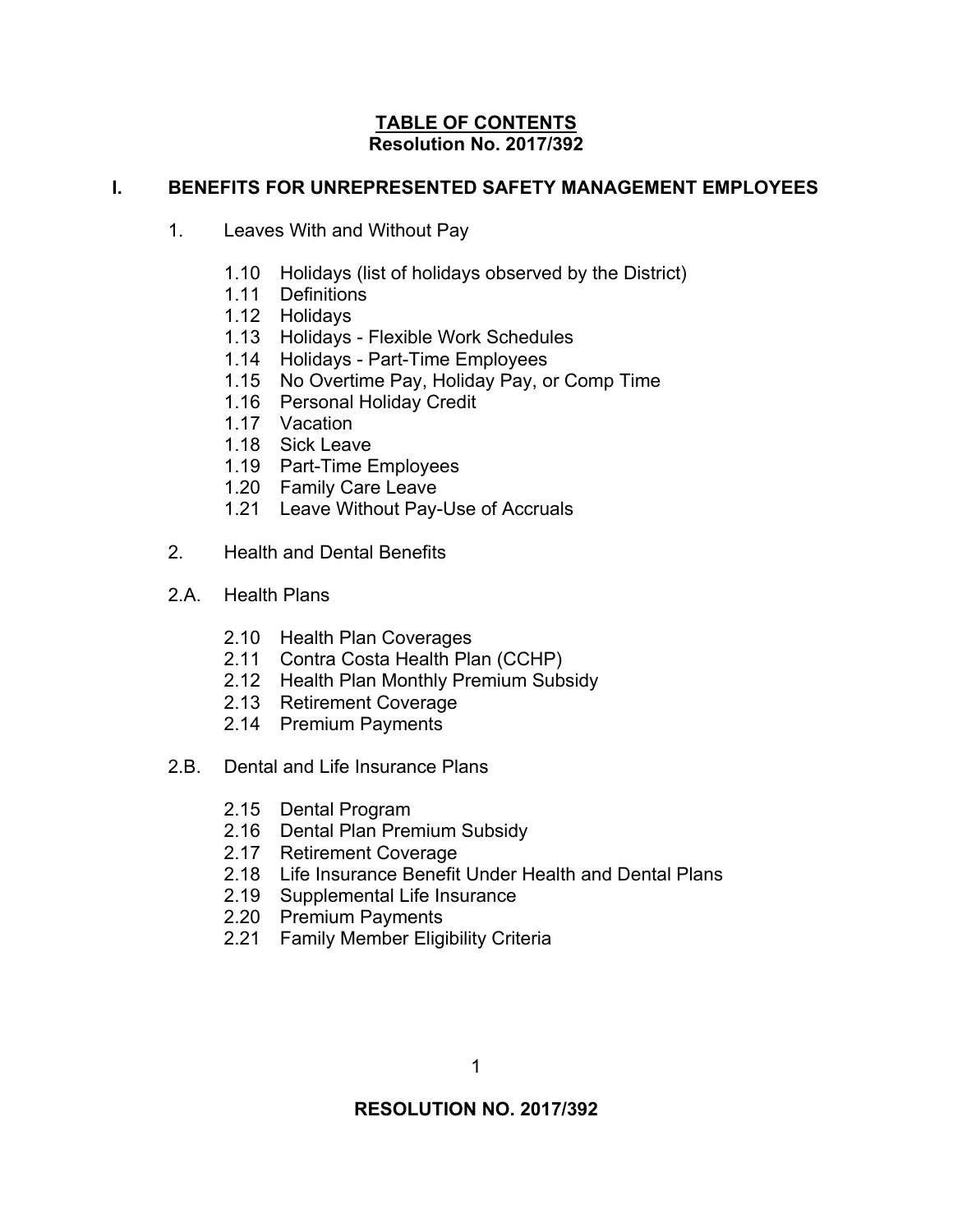# TABLE OF CONTENTS
## Resolution No. 2017/392

## I. BENEFITS FOR UNREPRESENTED SAFETY MANAGEMENT EMPLOYEES

1. Leaves With and Without Pay

   - 1.10 Holidays (list of holidays observed by the District)
   - 1.11 Definitions
   - 1.12 Holidays
   - 1.13 Holidays - Flexible Work Schedules
   - 1.14 Holidays - Part-Time Employees
   - 1.15 No Overtime Pay, Holiday Pay, or Comp Time
   - 1.16 Personal Holiday Credit
   - 1.17 Vacation
   - 1.18 Sick Leave
   - 1.19 Part-Time Employees
   - 1.20 Family Care Leave
   - 1.21 Leave Without Pay-Use of Accruals

2. Health and Dental Benefits

2.A. Health Plans

   - 2.10 Health Plan Coverages
   - 2.11 Contra Costa Health Plan (CCHP)
   - 2.12 Health Plan Monthly Premium Subsidy
   - 2.13 Retirement Coverage
   - 2.14 Premium Payments

2.B. Dental and Life Insurance Plans

   - 2.15 Dental Program
   - 2.16 Dental Plan Premium Subsidy
   - 2.17 Retirement Coverage
   - 2.18 Life Insurance Benefit Under Health and Dental Plans
   - 2.19 Supplemental Life Insurance
   - 2.20 Premium Payments
   - 2.21 Family Member Eligibility Criteria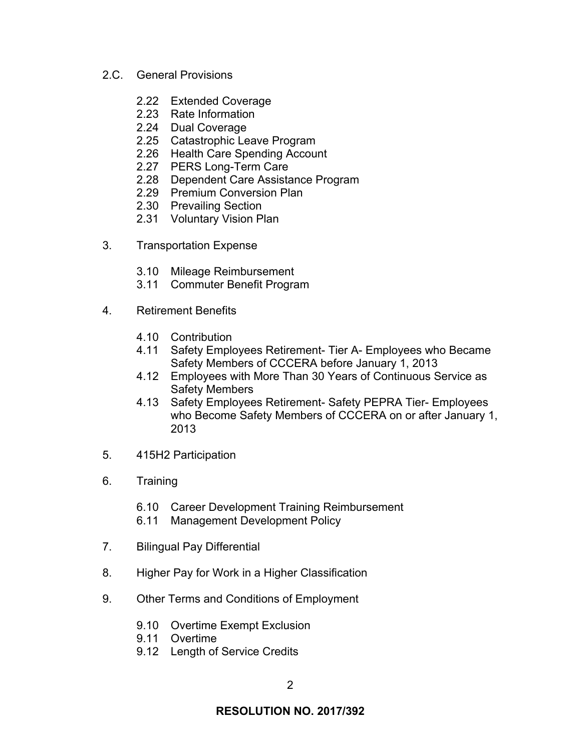2.C. General Provisions

- 2.22 Extended Coverage
- 2.23 Rate Information
- 2.24 Dual Coverage
- 2.25 Catastrophic Leave Program
- 2.26 Health Care Spending Account
- 2.27 PERS Long-Term Care
- 2.28 Dependent Care Assistance Program
- 2.29 Premium Conversion Plan
- 2.30 Prevailing Section
- 2.31 Voluntary Vision Plan

3. Transportation Expense

- 3.10 Mileage Reimbursement
- 3.11 Commuter Benefit Program

4. Retirement Benefits

- 4.10 Contribution
- 4.11 Safety Employees Retirement- Tier A- Employees who Became Safety Members of CCCERA before January 1, 2013
- 4.12 Employees with More Than 30 Years of Continuous Service as Safety Members
- 4.13 Safety Employees Retirement- Safety PEPRA Tier- Employees who Become Safety Members of CCCERA on or after January 1, 2013

5. 415H2 Participation

6. Training

- 6.10 Career Development Training Reimbursement
- 6.11 Management Development Policy

7. Bilingual Pay Differential

8. Higher Pay for Work in a Higher Classification

9. Other Terms and Conditions of Employment

- 9.10 Overtime Exempt Exclusion
- 9.11 Overtime
- 9.12 Length of Service Credits

**RESOLUTION NO. 2017/392**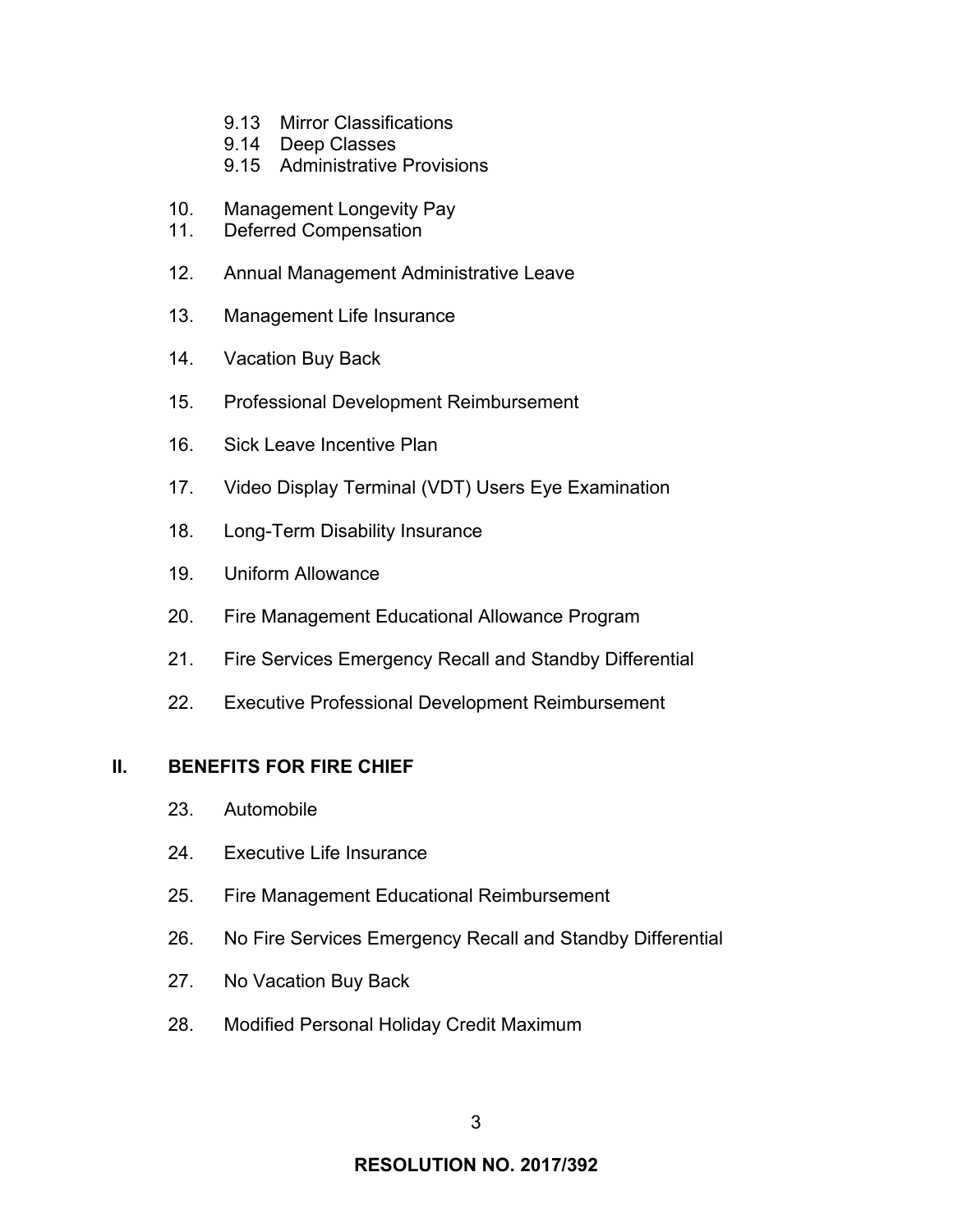9.13 Mirror Classifications
9.14 Deep Classes
9.15 Administrative Provisions

10. Management Longevity Pay
11. Deferred Compensation
12. Annual Management Administrative Leave
13. Management Life Insurance
14. Vacation Buy Back
15. Professional Development Reimbursement
16. Sick Leave Incentive Plan
17. Video Display Terminal (VDT) Users Eye Examination
18. Long-Term Disability Insurance
19. Uniform Allowance
20. Fire Management Educational Allowance Program
21. Fire Services Emergency Recall and Standby Differential
22. Executive Professional Development Reimbursement

## II. BENEFITS FOR FIRE CHIEF

23. Automobile
24. Executive Life Insurance
25. Fire Management Educational Reimbursement
26. No Fire Services Emergency Recall and Standby Differential
27. No Vacation Buy Back
28. Modified Personal Holiday Credit Maximum

**RESOLUTION NO. 2017/392**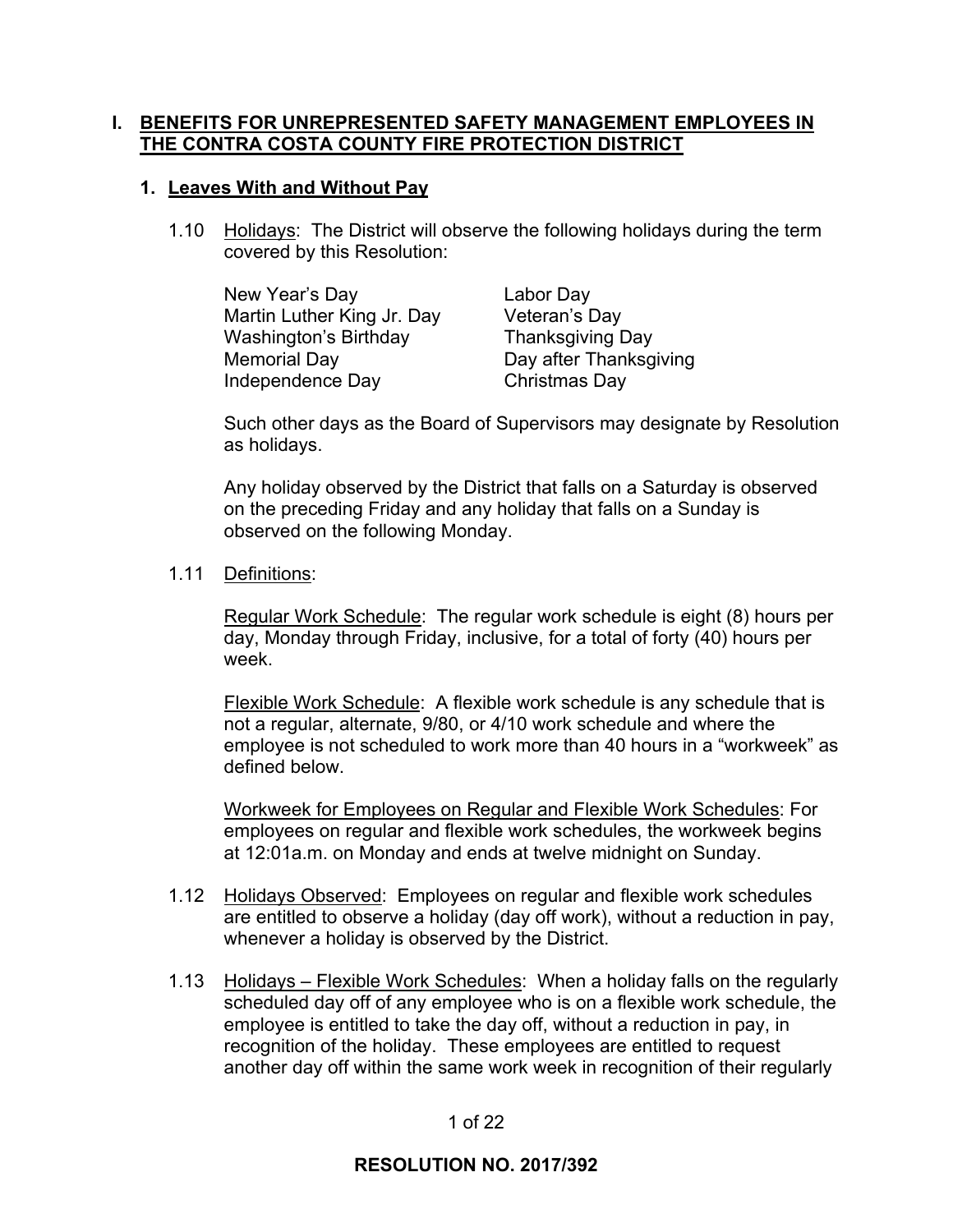# I. BENEFITS FOR UNREPRESENTED SAFETY MANAGEMENT EMPLOYEES IN THE CONTRA COSTA COUNTY FIRE PROTECTION DISTRICT

## 1. Leaves With and Without Pay

1.10 Holidays: The District will observe the following holidays during the term covered by this Resolution:

| | |
|---|---|
| New Year's Day | Labor Day |
| Martin Luther King Jr. Day | Veteran's Day |
| Washington's Birthday | Thanksgiving Day |
| Memorial Day | Day after Thanksgiving |
| Independence Day | Christmas Day |

Such other days as the Board of Supervisors may designate by Resolution as holidays.

Any holiday observed by the District that falls on a Saturday is observed on the preceding Friday and any holiday that falls on a Sunday is observed on the following Monday.

1.11 Definitions:

Regular Work Schedule: The regular work schedule is eight (8) hours per day, Monday through Friday, inclusive, for a total of forty (40) hours per week.

Flexible Work Schedule: A flexible work schedule is any schedule that is not a regular, alternate, 9/80, or 4/10 work schedule and where the employee is not scheduled to work more than 40 hours in a "workweek" as defined below.

Workweek for Employees on Regular and Flexible Work Schedules: For employees on regular and flexible work schedules, the workweek begins at 12:01a.m. on Monday and ends at twelve midnight on Sunday.

1.12 Holidays Observed: Employees on regular and flexible work schedules are entitled to observe a holiday (day off work), without a reduction in pay, whenever a holiday is observed by the District.

1.13 Holidays – Flexible Work Schedules: When a holiday falls on the regularly scheduled day off of any employee who is on a flexible work schedule, the employee is entitled to take the day off, without a reduction in pay, in recognition of the holiday. These employees are entitled to request another day off within the same work week in recognition of their regularly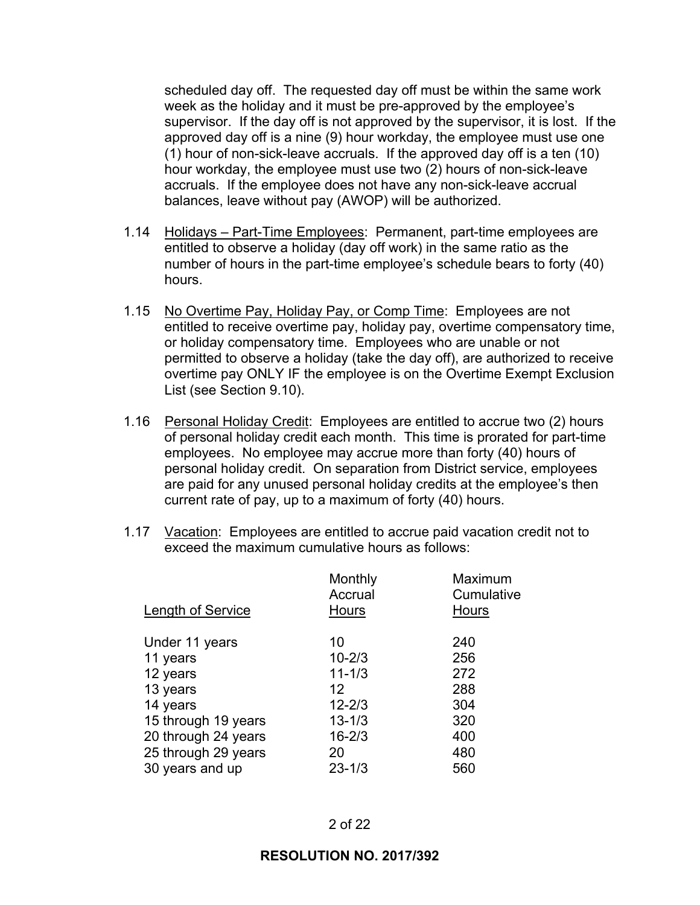scheduled day off. The requested day off must be within the same work week as the holiday and it must be pre-approved by the employee's supervisor. If the day off is not approved by the supervisor, it is lost. If the approved day off is a nine (9) hour workday, the employee must use one (1) hour of non-sick-leave accruals. If the approved day off is a ten (10) hour workday, the employee must use two (2) hours of non-sick-leave accruals. If the employee does not have any non-sick-leave accrual balances, leave without pay (AWOP) will be authorized.

1.14 Holidays – Part-Time Employees: Permanent, part-time employees are entitled to observe a holiday (day off work) in the same ratio as the number of hours in the part-time employee's schedule bears to forty (40) hours.

1.15 No Overtime Pay, Holiday Pay, or Comp Time: Employees are not entitled to receive overtime pay, holiday pay, overtime compensatory time, or holiday compensatory time. Employees who are unable or not permitted to observe a holiday (take the day off), are authorized to receive overtime pay ONLY IF the employee is on the Overtime Exempt Exclusion List (see Section 9.10).

1.16 Personal Holiday Credit: Employees are entitled to accrue two (2) hours of personal holiday credit each month. This time is prorated for part-time employees. No employee may accrue more than forty (40) hours of personal holiday credit. On separation from District service, employees are paid for any unused personal holiday credits at the employee's then current rate of pay, up to a maximum of forty (40) hours.

1.17 Vacation: Employees are entitled to accrue paid vacation credit not to exceed the maximum cumulative hours as follows:

| Length of Service | Monthly Accrual Hours | Maximum Cumulative Hours |
|---|---|---|
| Under 11 years | 10 | 240 |
| 11 years | 10-2/3 | 256 |
| 12 years | 11-1/3 | 272 |
| 13 years | 12 | 288 |
| 14 years | 12-2/3 | 304 |
| 15 through 19 years | 13-1/3 | 320 |
| 20 through 24 years | 16-2/3 | 400 |
| 25 through 29 years | 20 | 480 |
| 30 years and up | 23-1/3 | 560 |

**RESOLUTION NO. 2017/392**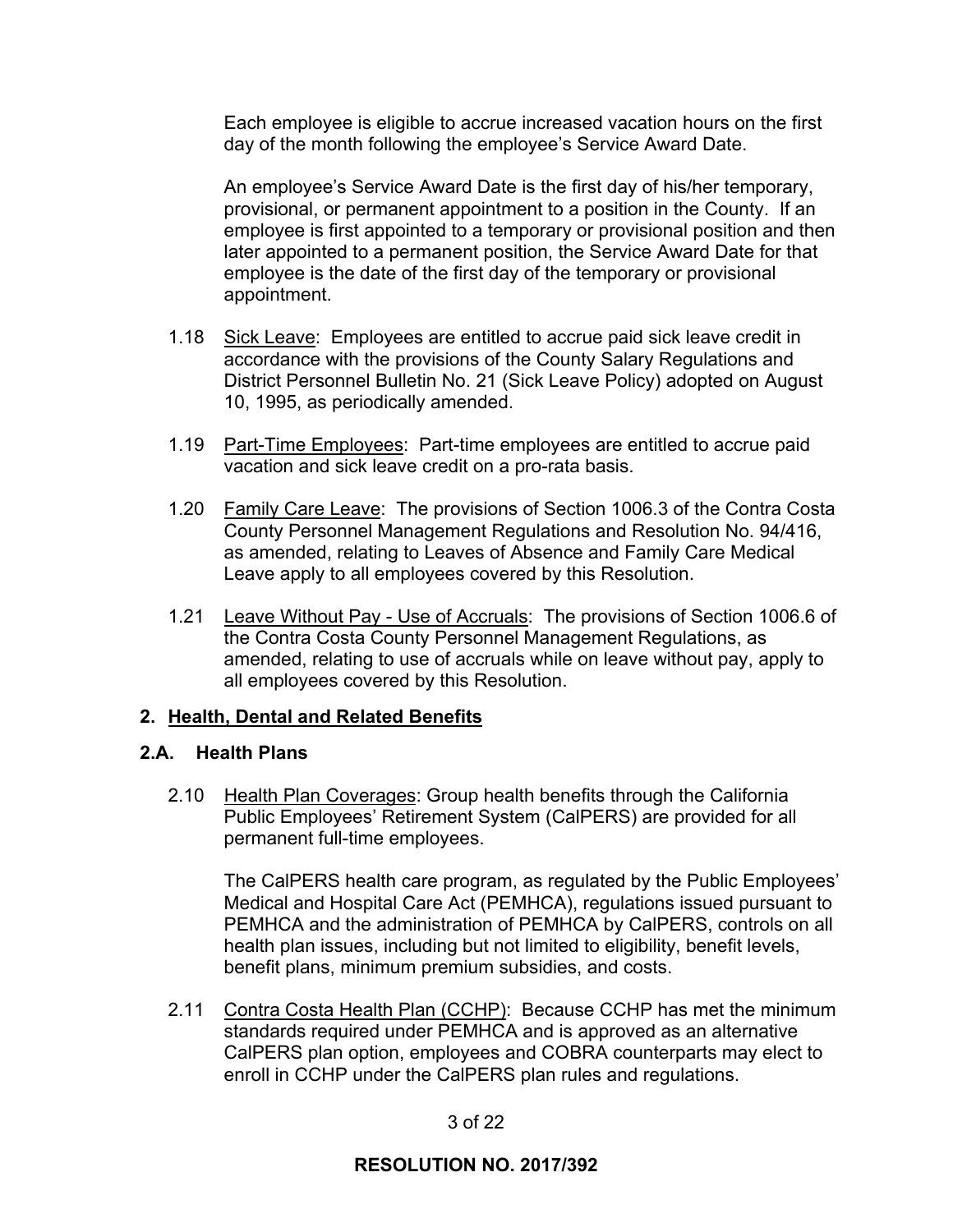Each employee is eligible to accrue increased vacation hours on the first day of the month following the employee's Service Award Date.

An employee's Service Award Date is the first day of his/her temporary, provisional, or permanent appointment to a position in the County. If an employee is first appointed to a temporary or provisional position and then later appointed to a permanent position, the Service Award Date for that employee is the date of the first day of the temporary or provisional appointment.

1.18 Sick Leave: Employees are entitled to accrue paid sick leave credit in accordance with the provisions of the County Salary Regulations and District Personnel Bulletin No. 21 (Sick Leave Policy) adopted on August 10, 1995, as periodically amended.

1.19 Part-Time Employees: Part-time employees are entitled to accrue paid vacation and sick leave credit on a pro-rata basis.

1.20 Family Care Leave: The provisions of Section 1006.3 of the Contra Costa County Personnel Management Regulations and Resolution No. 94/416, as amended, relating to Leaves of Absence and Family Care Medical Leave apply to all employees covered by this Resolution.

1.21 Leave Without Pay - Use of Accruals: The provisions of Section 1006.6 of the Contra Costa County Personnel Management Regulations, as amended, relating to use of accruals while on leave without pay, apply to all employees covered by this Resolution.

## 2. Health, Dental and Related Benefits

### 2.A. Health Plans

2.10 Health Plan Coverages: Group health benefits through the California Public Employees' Retirement System (CalPERS) are provided for all permanent full-time employees.

The CalPERS health care program, as regulated by the Public Employees' Medical and Hospital Care Act (PEMHCA), regulations issued pursuant to PEMHCA and the administration of PEMHCA by CalPERS, controls on all health plan issues, including but not limited to eligibility, benefit levels, benefit plans, minimum premium subsidies, and costs.

2.11 Contra Costa Health Plan (CCHP): Because CCHP has met the minimum standards required under PEMHCA and is approved as an alternative CalPERS plan option, employees and COBRA counterparts may elect to enroll in CCHP under the CalPERS plan rules and regulations.

**RESOLUTION NO. 2017/392**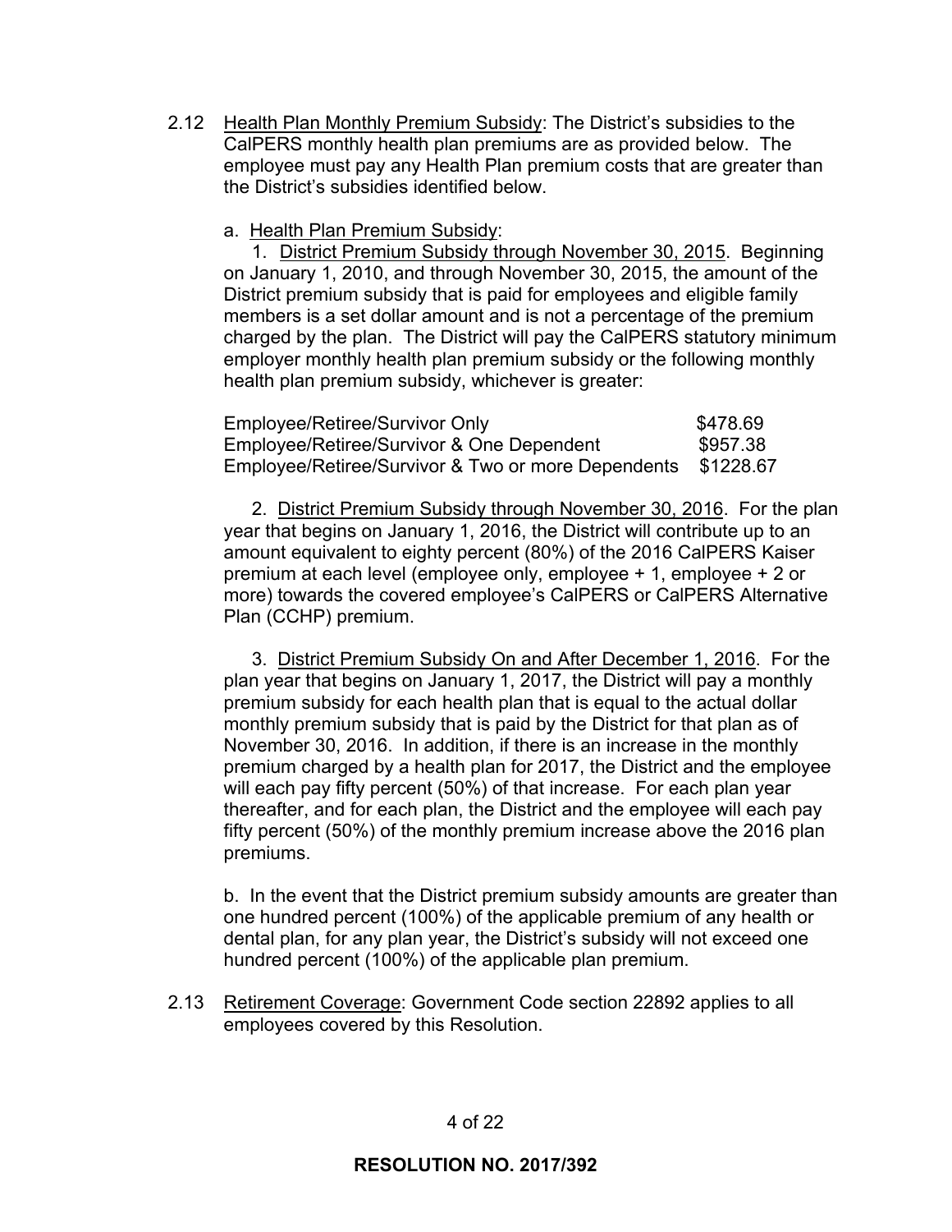2.12 Health Plan Monthly Premium Subsidy: The District's subsidies to the CalPERS monthly health plan premiums are as provided below. The employee must pay any Health Plan premium costs that are greater than the District's subsidies identified below.

a. Health Plan Premium Subsidy:

1. District Premium Subsidy through November 30, 2015. Beginning on January 1, 2010, and through November 30, 2015, the amount of the District premium subsidy that is paid for employees and eligible family members is a set dollar amount and is not a percentage of the premium charged by the plan. The District will pay the CalPERS statutory minimum employer monthly health plan premium subsidy or the following monthly health plan premium subsidy, whichever is greater:

| | |
|---|---|
| Employee/Retiree/Survivor Only | $478.69 |
| Employee/Retiree/Survivor & One Dependent | $957.38 |
| Employee/Retiree/Survivor & Two or more Dependents | $1228.67 |

2. District Premium Subsidy through November 30, 2016. For the plan year that begins on January 1, 2016, the District will contribute up to an amount equivalent to eighty percent (80%) of the 2016 CalPERS Kaiser premium at each level (employee only, employee + 1, employee + 2 or more) towards the covered employee's CalPERS or CalPERS Alternative Plan (CCHP) premium.

3. District Premium Subsidy On and After December 1, 2016. For the plan year that begins on January 1, 2017, the District will pay a monthly premium subsidy for each health plan that is equal to the actual dollar monthly premium subsidy that is paid by the District for that plan as of November 30, 2016. In addition, if there is an increase in the monthly premium charged by a health plan for 2017, the District and the employee will each pay fifty percent (50%) of that increase. For each plan year thereafter, and for each plan, the District and the employee will each pay fifty percent (50%) of the monthly premium increase above the 2016 plan premiums.

b. In the event that the District premium subsidy amounts are greater than one hundred percent (100%) of the applicable premium of any health or dental plan, for any plan year, the District's subsidy will not exceed one hundred percent (100%) of the applicable plan premium.

2.13 Retirement Coverage: Government Code section 22892 applies to all employees covered by this Resolution.

**RESOLUTION NO. 2017/392**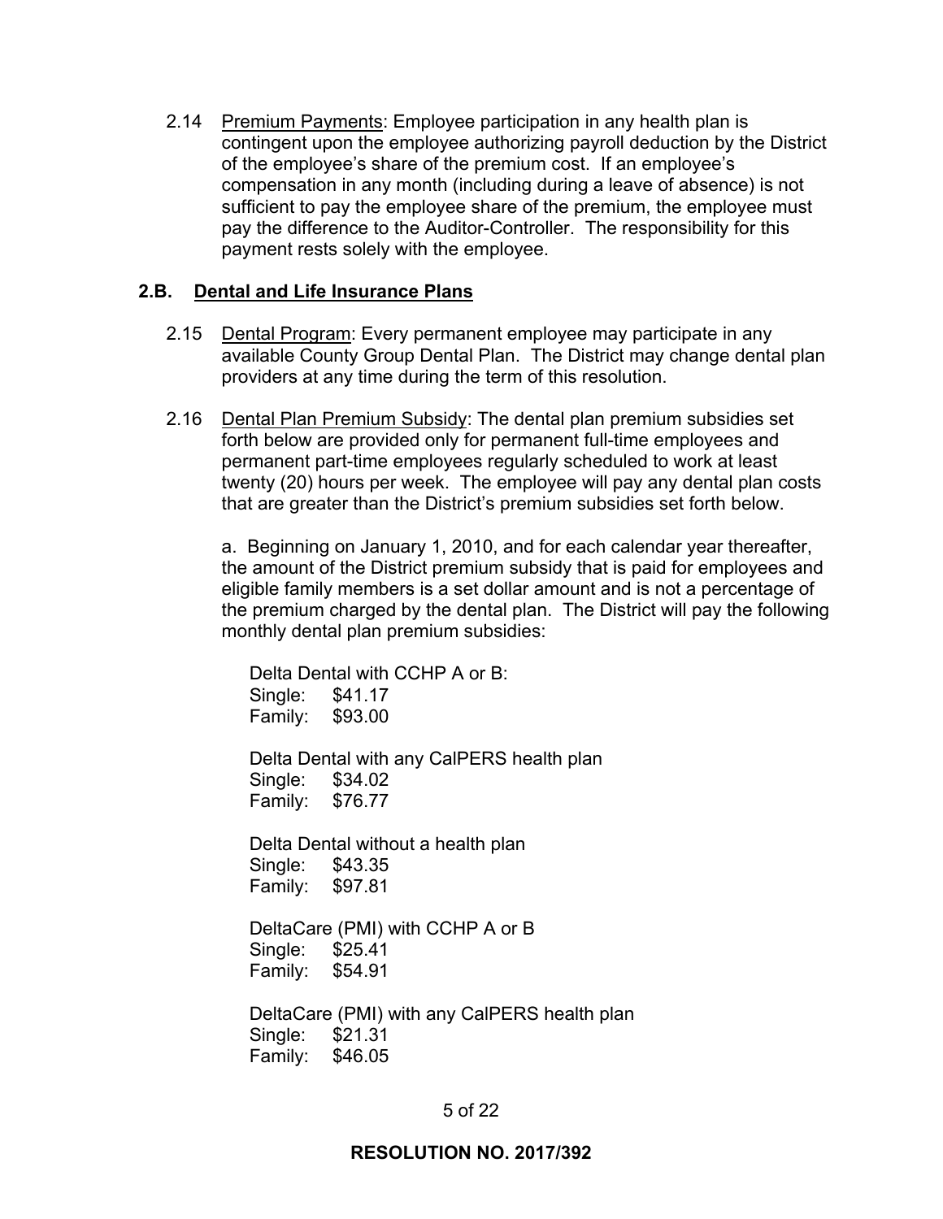2.14 Premium Payments: Employee participation in any health plan is contingent upon the employee authorizing payroll deduction by the District of the employee's share of the premium cost. If an employee's compensation in any month (including during a leave of absence) is not sufficient to pay the employee share of the premium, the employee must pay the difference to the Auditor-Controller. The responsibility for this payment rests solely with the employee.

## 2.B. Dental and Life Insurance Plans

2.15 Dental Program: Every permanent employee may participate in any available County Group Dental Plan. The District may change dental plan providers at any time during the term of this resolution.

2.16 Dental Plan Premium Subsidy: The dental plan premium subsidies set forth below are provided only for permanent full-time employees and permanent part-time employees regularly scheduled to work at least twenty (20) hours per week. The employee will pay any dental plan costs that are greater than the District's premium subsidies set forth below.

a. Beginning on January 1, 2010, and for each calendar year thereafter, the amount of the District premium subsidy that is paid for employees and eligible family members is a set dollar amount and is not a percentage of the premium charged by the dental plan. The District will pay the following monthly dental plan premium subsidies:

Delta Dental with CCHP A or B:
Single: $41.17
Family: $93.00

Delta Dental with any CalPERS health plan
Single: $34.02
Family: $76.77

Delta Dental without a health plan
Single: $43.35
Family: $97.81

DeltaCare (PMI) with CCHP A or B
Single: $25.41
Family: $54.91

DeltaCare (PMI) with any CalPERS health plan
Single: $21.31
Family: $46.05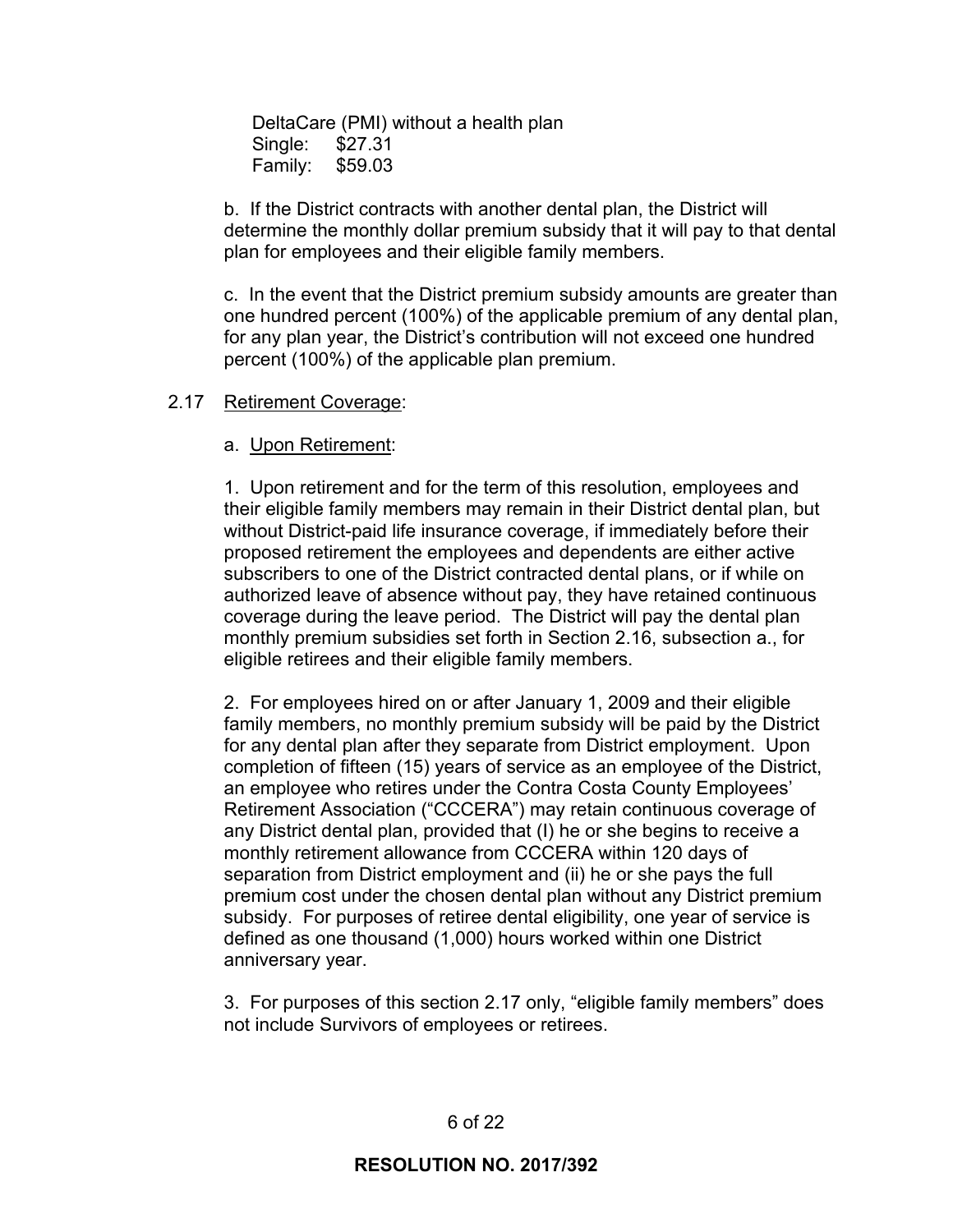DeltaCare (PMI) without a health plan
Single: $27.31
Family: $59.03

b. If the District contracts with another dental plan, the District will determine the monthly dollar premium subsidy that it will pay to that dental plan for employees and their eligible family members.

c. In the event that the District premium subsidy amounts are greater than one hundred percent (100%) of the applicable premium of any dental plan, for any plan year, the District's contribution will not exceed one hundred percent (100%) of the applicable plan premium.

2.17 Retirement Coverage:

a. Upon Retirement:

1. Upon retirement and for the term of this resolution, employees and their eligible family members may remain in their District dental plan, but without District-paid life insurance coverage, if immediately before their proposed retirement the employees and dependents are either active subscribers to one of the District contracted dental plans, or if while on authorized leave of absence without pay, they have retained continuous coverage during the leave period. The District will pay the dental plan monthly premium subsidies set forth in Section 2.16, subsection a., for eligible retirees and their eligible family members.

2. For employees hired on or after January 1, 2009 and their eligible family members, no monthly premium subsidy will be paid by the District for any dental plan after they separate from District employment. Upon completion of fifteen (15) years of service as an employee of the District, an employee who retires under the Contra Costa County Employees' Retirement Association ("CCCERA") may retain continuous coverage of any District dental plan, provided that (I) he or she begins to receive a monthly retirement allowance from CCCERA within 120 days of separation from District employment and (ii) he or she pays the full premium cost under the chosen dental plan without any District premium subsidy. For purposes of retiree dental eligibility, one year of service is defined as one thousand (1,000) hours worked within one District anniversary year.

3. For purposes of this section 2.17 only, "eligible family members" does not include Survivors of employees or retirees.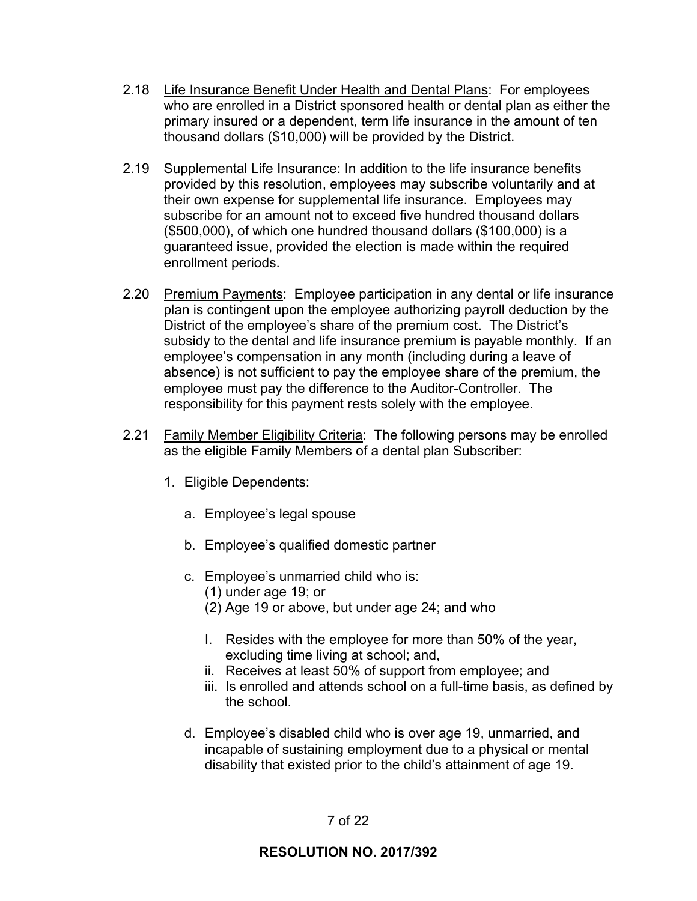2.18 Life Insurance Benefit Under Health and Dental Plans: For employees who are enrolled in a District sponsored health or dental plan as either the primary insured or a dependent, term life insurance in the amount of ten thousand dollars ($10,000) will be provided by the District.

2.19 Supplemental Life Insurance: In addition to the life insurance benefits provided by this resolution, employees may subscribe voluntarily and at their own expense for supplemental life insurance. Employees may subscribe for an amount not to exceed five hundred thousand dollars ($500,000), of which one hundred thousand dollars ($100,000) is a guaranteed issue, provided the election is made within the required enrollment periods.

2.20 Premium Payments: Employee participation in any dental or life insurance plan is contingent upon the employee authorizing payroll deduction by the District of the employee's share of the premium cost. The District's subsidy to the dental and life insurance premium is payable monthly. If an employee's compensation in any month (including during a leave of absence) is not sufficient to pay the employee share of the premium, the employee must pay the difference to the Auditor-Controller. The responsibility for this payment rests solely with the employee.

2.21 Family Member Eligibility Criteria: The following persons may be enrolled as the eligible Family Members of a dental plan Subscriber:

1. Eligible Dependents:

   a. Employee's legal spouse

   b. Employee's qualified domestic partner

   c. Employee's unmarried child who is:
      (1) under age 19; or
      (2) Age 19 or above, but under age 24; and who

      I. Resides with the employee for more than 50% of the year, excluding time living at school; and,
      ii. Receives at least 50% of support from employee; and
      iii. Is enrolled and attends school on a full-time basis, as defined by the school.

   d. Employee's disabled child who is over age 19, unmarried, and incapable of sustaining employment due to a physical or mental disability that existed prior to the child's attainment of age 19.

**RESOLUTION NO. 2017/392**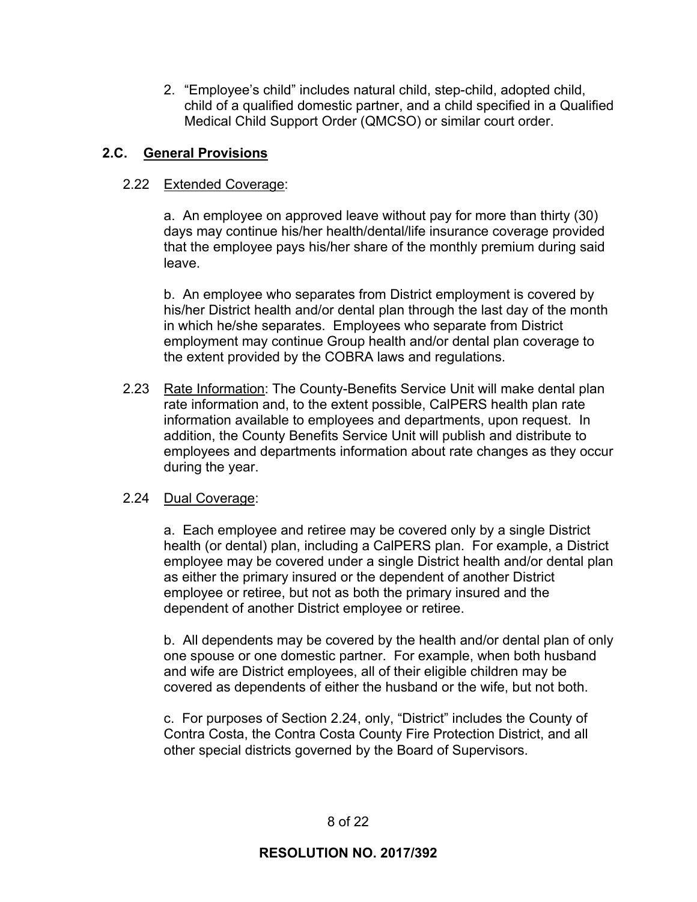2. "Employee's child" includes natural child, step-child, adopted child, child of a qualified domestic partner, and a child specified in a Qualified Medical Child Support Order (QMCSO) or similar court order.

## 2.C. General Provisions

2.22 Extended Coverage:

a. An employee on approved leave without pay for more than thirty (30) days may continue his/her health/dental/life insurance coverage provided that the employee pays his/her share of the monthly premium during said leave.

b. An employee who separates from District employment is covered by his/her District health and/or dental plan through the last day of the month in which he/she separates. Employees who separate from District employment may continue Group health and/or dental plan coverage to the extent provided by the COBRA laws and regulations.

2.23 Rate Information: The County-Benefits Service Unit will make dental plan rate information and, to the extent possible, CalPERS health plan rate information available to employees and departments, upon request. In addition, the County Benefits Service Unit will publish and distribute to employees and departments information about rate changes as they occur during the year.

2.24 Dual Coverage:

a. Each employee and retiree may be covered only by a single District health (or dental) plan, including a CalPERS plan. For example, a District employee may be covered under a single District health and/or dental plan as either the primary insured or the dependent of another District employee or retiree, but not as both the primary insured and the dependent of another District employee or retiree.

b. All dependents may be covered by the health and/or dental plan of only one spouse or one domestic partner. For example, when both husband and wife are District employees, all of their eligible children may be covered as dependents of either the husband or the wife, but not both.

c. For purposes of Section 2.24, only, "District" includes the County of Contra Costa, the Contra Costa County Fire Protection District, and all other special districts governed by the Board of Supervisors.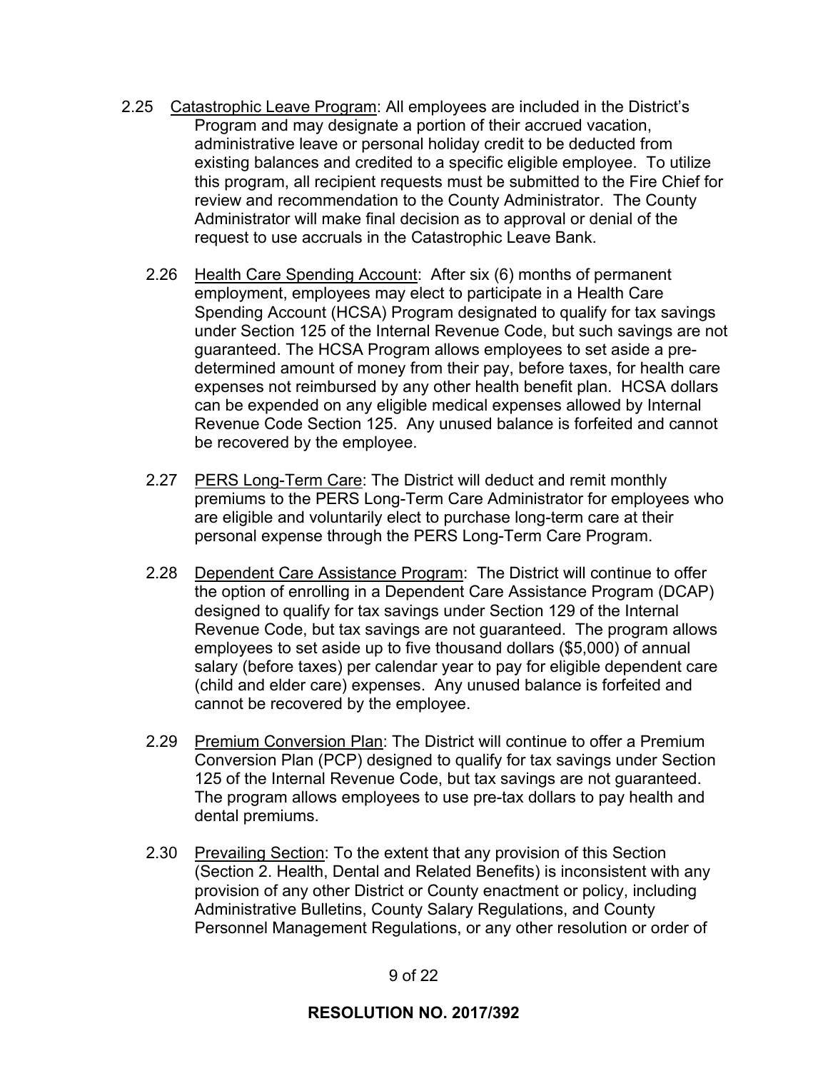2.25 Catastrophic Leave Program: All employees are included in the District's Program and may designate a portion of their accrued vacation, administrative leave or personal holiday credit to be deducted from existing balances and credited to a specific eligible employee. To utilize this program, all recipient requests must be submitted to the Fire Chief for review and recommendation to the County Administrator. The County Administrator will make final decision as to approval or denial of the request to use accruals in the Catastrophic Leave Bank.

2.26 Health Care Spending Account: After six (6) months of permanent employment, employees may elect to participate in a Health Care Spending Account (HCSA) Program designated to qualify for tax savings under Section 125 of the Internal Revenue Code, but such savings are not guaranteed. The HCSA Program allows employees to set aside a pre-determined amount of money from their pay, before taxes, for health care expenses not reimbursed by any other health benefit plan. HCSA dollars can be expended on any eligible medical expenses allowed by Internal Revenue Code Section 125. Any unused balance is forfeited and cannot be recovered by the employee.

2.27 PERS Long-Term Care: The District will deduct and remit monthly premiums to the PERS Long-Term Care Administrator for employees who are eligible and voluntarily elect to purchase long-term care at their personal expense through the PERS Long-Term Care Program.

2.28 Dependent Care Assistance Program: The District will continue to offer the option of enrolling in a Dependent Care Assistance Program (DCAP) designed to qualify for tax savings under Section 129 of the Internal Revenue Code, but tax savings are not guaranteed. The program allows employees to set aside up to five thousand dollars ($5,000) of annual salary (before taxes) per calendar year to pay for eligible dependent care (child and elder care) expenses. Any unused balance is forfeited and cannot be recovered by the employee.

2.29 Premium Conversion Plan: The District will continue to offer a Premium Conversion Plan (PCP) designed to qualify for tax savings under Section 125 of the Internal Revenue Code, but tax savings are not guaranteed. The program allows employees to use pre-tax dollars to pay health and dental premiums.

2.30 Prevailing Section: To the extent that any provision of this Section (Section 2. Health, Dental and Related Benefits) is inconsistent with any provision of any other District or County enactment or policy, including Administrative Bulletins, County Salary Regulations, and County Personnel Management Regulations, or any other resolution or order of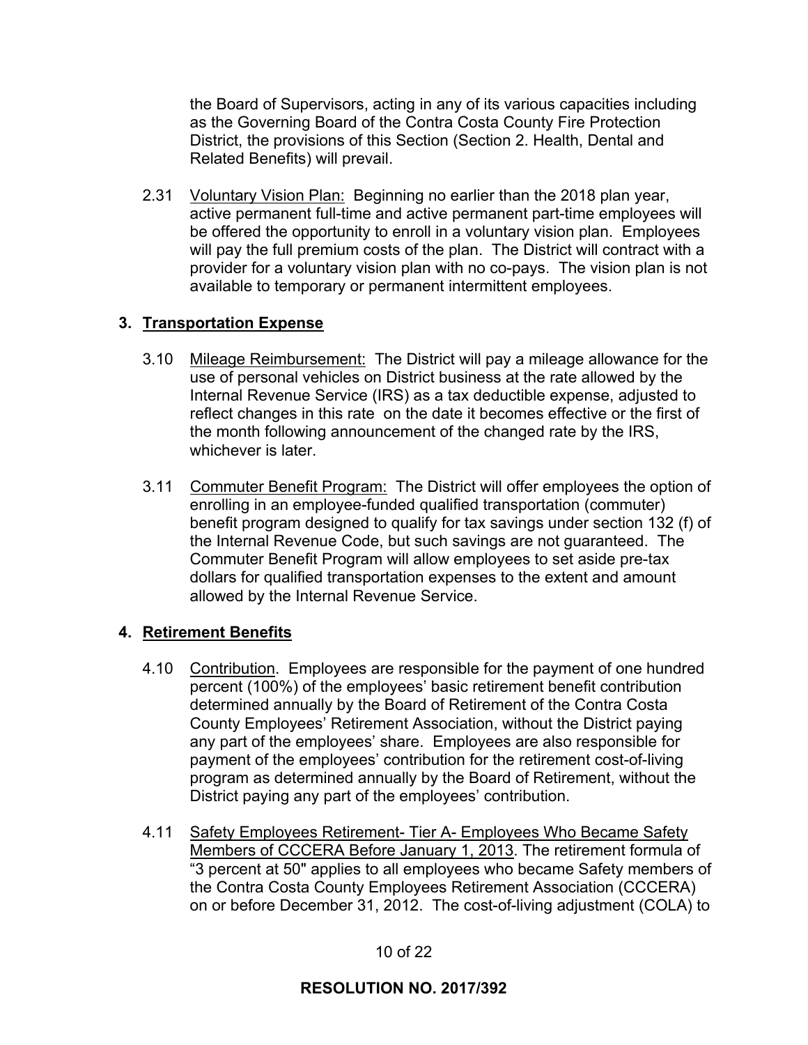the Board of Supervisors, acting in any of its various capacities including as the Governing Board of the Contra Costa County Fire Protection District, the provisions of this Section (Section 2. Health, Dental and Related Benefits) will prevail.

2.31 Voluntary Vision Plan: Beginning no earlier than the 2018 plan year, active permanent full-time and active permanent part-time employees will be offered the opportunity to enroll in a voluntary vision plan. Employees will pay the full premium costs of the plan. The District will contract with a provider for a voluntary vision plan with no co-pays. The vision plan is not available to temporary or permanent intermittent employees.

## 3. Transportation Expense

3.10 Mileage Reimbursement: The District will pay a mileage allowance for the use of personal vehicles on District business at the rate allowed by the Internal Revenue Service (IRS) as a tax deductible expense, adjusted to reflect changes in this rate on the date it becomes effective or the first of the month following announcement of the changed rate by the IRS, whichever is later.

3.11 Commuter Benefit Program: The District will offer employees the option of enrolling in an employee-funded qualified transportation (commuter) benefit program designed to qualify for tax savings under section 132 (f) of the Internal Revenue Code, but such savings are not guaranteed. The Commuter Benefit Program will allow employees to set aside pre-tax dollars for qualified transportation expenses to the extent and amount allowed by the Internal Revenue Service.

## 4. Retirement Benefits

4.10 Contribution. Employees are responsible for the payment of one hundred percent (100%) of the employees' basic retirement benefit contribution determined annually by the Board of Retirement of the Contra Costa County Employees' Retirement Association, without the District paying any part of the employees' share. Employees are also responsible for payment of the employees' contribution for the retirement cost-of-living program as determined annually by the Board of Retirement, without the District paying any part of the employees' contribution.

4.11 Safety Employees Retirement- Tier A- Employees Who Became Safety Members of CCCERA Before January 1, 2013. The retirement formula of "3 percent at 50" applies to all employees who became Safety members of the Contra Costa County Employees Retirement Association (CCCERA) on or before December 31, 2012. The cost-of-living adjustment (COLA) to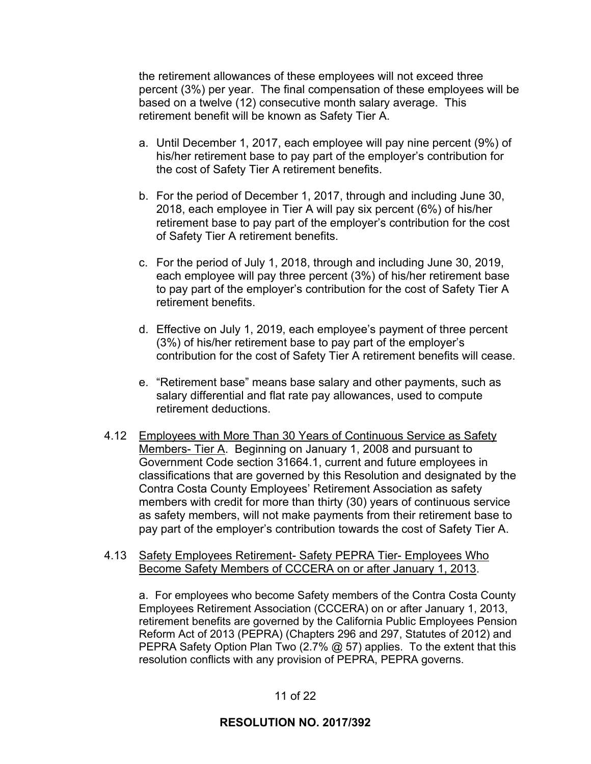the retirement allowances of these employees will not exceed three percent (3%) per year. The final compensation of these employees will be based on a twelve (12) consecutive month salary average. This retirement benefit will be known as Safety Tier A.

a. Until December 1, 2017, each employee will pay nine percent (9%) of his/her retirement base to pay part of the employer's contribution for the cost of Safety Tier A retirement benefits.

b. For the period of December 1, 2017, through and including June 30, 2018, each employee in Tier A will pay six percent (6%) of his/her retirement base to pay part of the employer's contribution for the cost of Safety Tier A retirement benefits.

c. For the period of July 1, 2018, through and including June 30, 2019, each employee will pay three percent (3%) of his/her retirement base to pay part of the employer's contribution for the cost of Safety Tier A retirement benefits.

d. Effective on July 1, 2019, each employee's payment of three percent (3%) of his/her retirement base to pay part of the employer's contribution for the cost of Safety Tier A retirement benefits will cease.

e. "Retirement base" means base salary and other payments, such as salary differential and flat rate pay allowances, used to compute retirement deductions.

4.12 Employees with More Than 30 Years of Continuous Service as Safety Members- Tier A. Beginning on January 1, 2008 and pursuant to Government Code section 31664.1, current and future employees in classifications that are governed by this Resolution and designated by the Contra Costa County Employees' Retirement Association as safety members with credit for more than thirty (30) years of continuous service as safety members, will not make payments from their retirement base to pay part of the employer's contribution towards the cost of Safety Tier A.

4.13 Safety Employees Retirement- Safety PEPRA Tier- Employees Who Become Safety Members of CCCERA on or after January 1, 2013.

a. For employees who become Safety members of the Contra Costa County Employees Retirement Association (CCCERA) on or after January 1, 2013, retirement benefits are governed by the California Public Employees Pension Reform Act of 2013 (PEPRA) (Chapters 296 and 297, Statutes of 2012) and PEPRA Safety Option Plan Two (2.7% @ 57) applies. To the extent that this resolution conflicts with any provision of PEPRA, PEPRA governs.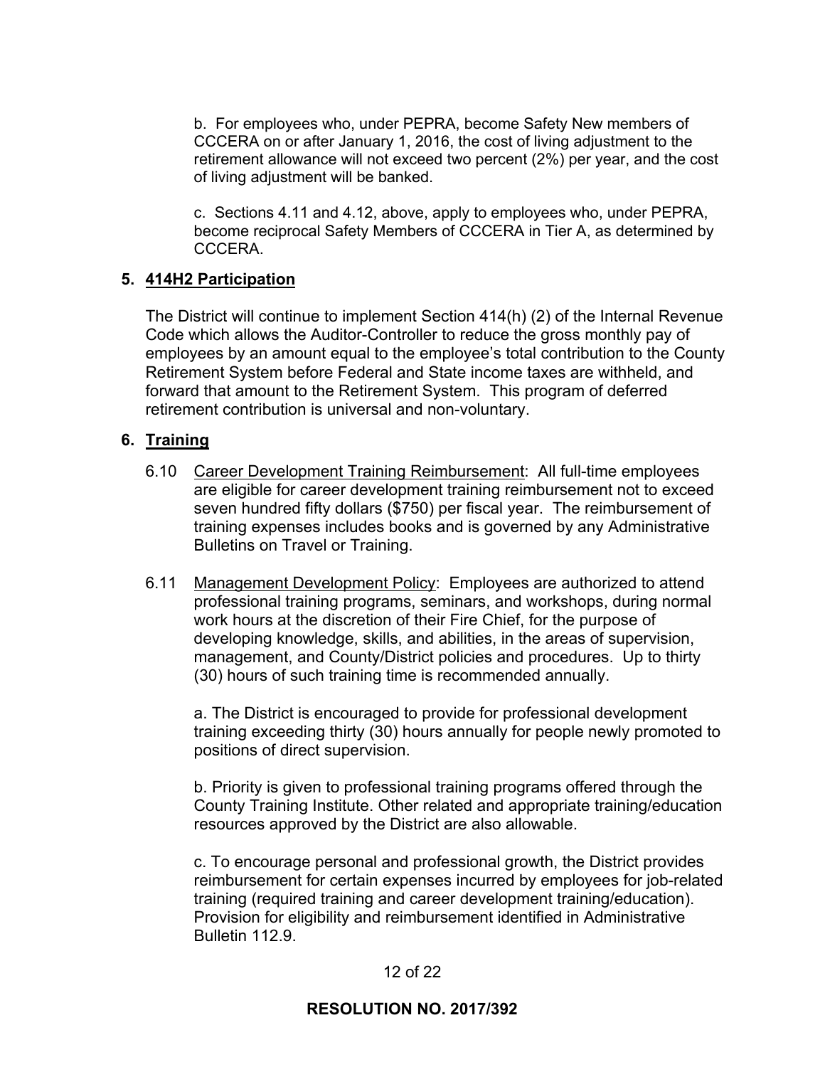b. For employees who, under PEPRA, become Safety New members of CCCERA on or after January 1, 2016, the cost of living adjustment to the retirement allowance will not exceed two percent (2%) per year, and the cost of living adjustment will be banked.

c. Sections 4.11 and 4.12, above, apply to employees who, under PEPRA, become reciprocal Safety Members of CCCERA in Tier A, as determined by CCCERA.

## 5. 414H2 Participation

The District will continue to implement Section 414(h) (2) of the Internal Revenue Code which allows the Auditor-Controller to reduce the gross monthly pay of employees by an amount equal to the employee's total contribution to the County Retirement System before Federal and State income taxes are withheld, and forward that amount to the Retirement System. This program of deferred retirement contribution is universal and non-voluntary.

## 6. Training

6.10 Career Development Training Reimbursement: All full-time employees are eligible for career development training reimbursement not to exceed seven hundred fifty dollars ($750) per fiscal year. The reimbursement of training expenses includes books and is governed by any Administrative Bulletins on Travel or Training.

6.11 Management Development Policy: Employees are authorized to attend professional training programs, seminars, and workshops, during normal work hours at the discretion of their Fire Chief, for the purpose of developing knowledge, skills, and abilities, in the areas of supervision, management, and County/District policies and procedures. Up to thirty (30) hours of such training time is recommended annually.

a. The District is encouraged to provide for professional development training exceeding thirty (30) hours annually for people newly promoted to positions of direct supervision.

b. Priority is given to professional training programs offered through the County Training Institute. Other related and appropriate training/education resources approved by the District are also allowable.

c. To encourage personal and professional growth, the District provides reimbursement for certain expenses incurred by employees for job-related training (required training and career development training/education). Provision for eligibility and reimbursement identified in Administrative Bulletin 112.9.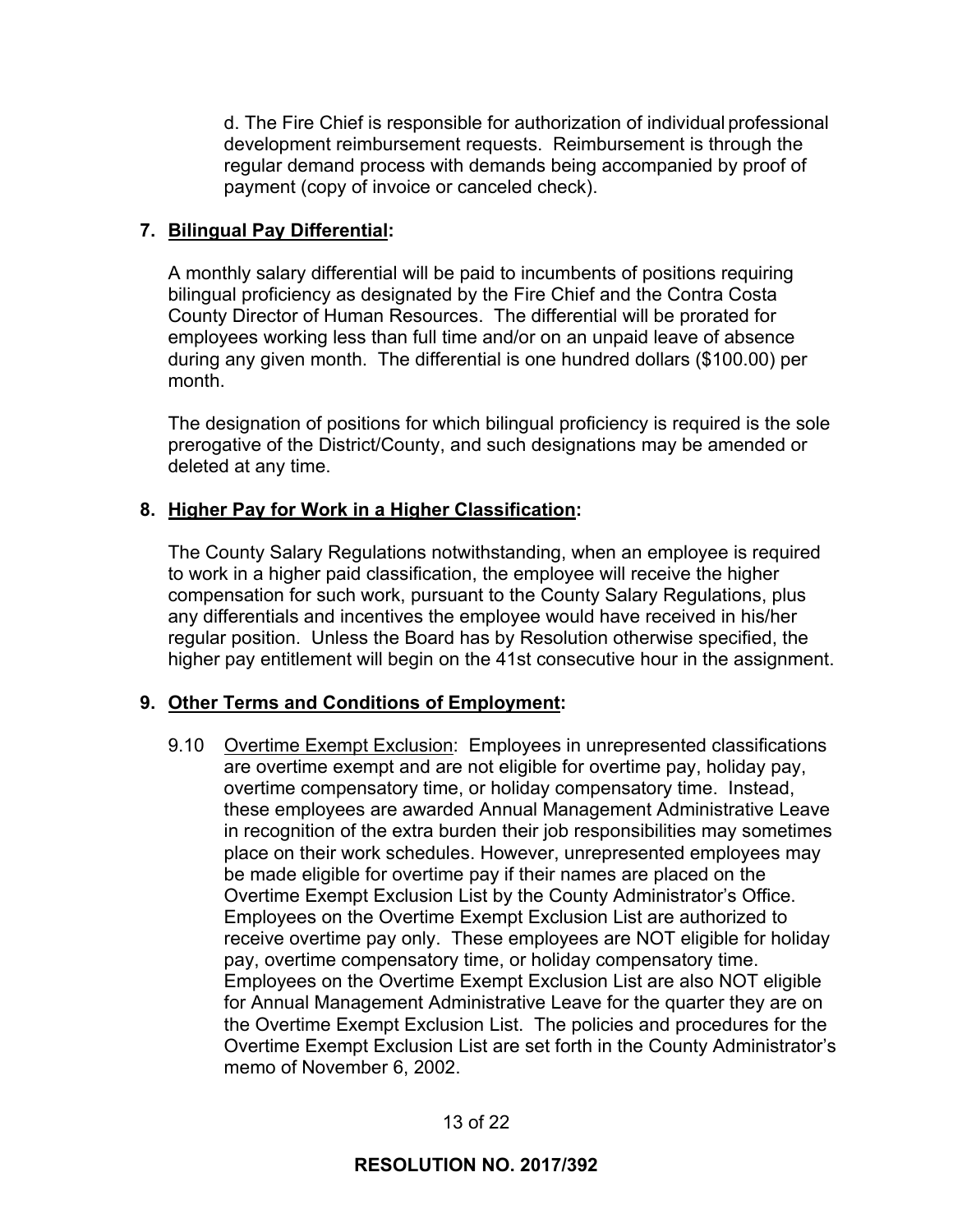d. The Fire Chief is responsible for authorization of individual professional development reimbursement requests. Reimbursement is through the regular demand process with demands being accompanied by proof of payment (copy of invoice or canceled check).

**7. Bilingual Pay Differential:**

A monthly salary differential will be paid to incumbents of positions requiring bilingual proficiency as designated by the Fire Chief and the Contra Costa County Director of Human Resources. The differential will be prorated for employees working less than full time and/or on an unpaid leave of absence during any given month. The differential is one hundred dollars ($100.00) per month.

The designation of positions for which bilingual proficiency is required is the sole prerogative of the District/County, and such designations may be amended or deleted at any time.

**8. Higher Pay for Work in a Higher Classification:**

The County Salary Regulations notwithstanding, when an employee is required to work in a higher paid classification, the employee will receive the higher compensation for such work, pursuant to the County Salary Regulations, plus any differentials and incentives the employee would have received in his/her regular position. Unless the Board has by Resolution otherwise specified, the higher pay entitlement will begin on the 41st consecutive hour in the assignment.

**9. Other Terms and Conditions of Employment:**

9.10 Overtime Exempt Exclusion: Employees in unrepresented classifications are overtime exempt and are not eligible for overtime pay, holiday pay, overtime compensatory time, or holiday compensatory time. Instead, these employees are awarded Annual Management Administrative Leave in recognition of the extra burden their job responsibilities may sometimes place on their work schedules. However, unrepresented employees may be made eligible for overtime pay if their names are placed on the Overtime Exempt Exclusion List by the County Administrator's Office. Employees on the Overtime Exempt Exclusion List are authorized to receive overtime pay only. These employees are NOT eligible for holiday pay, overtime compensatory time, or holiday compensatory time. Employees on the Overtime Exempt Exclusion List are also NOT eligible for Annual Management Administrative Leave for the quarter they are on the Overtime Exempt Exclusion List. The policies and procedures for the Overtime Exempt Exclusion List are set forth in the County Administrator's memo of November 6, 2002.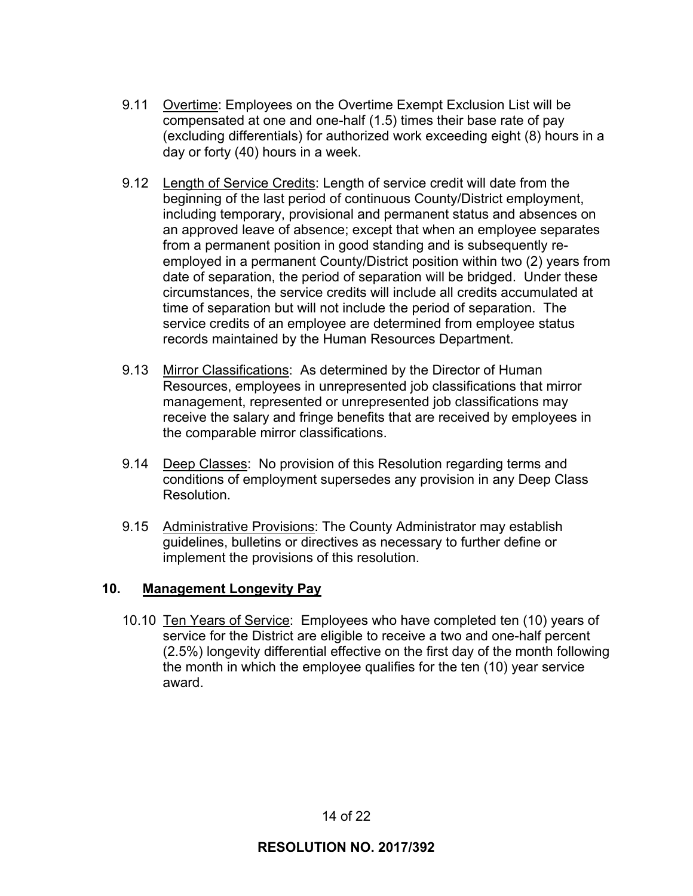9.11 Overtime: Employees on the Overtime Exempt Exclusion List will be compensated at one and one-half (1.5) times their base rate of pay (excluding differentials) for authorized work exceeding eight (8) hours in a day or forty (40) hours in a week.

9.12 Length of Service Credits: Length of service credit will date from the beginning of the last period of continuous County/District employment, including temporary, provisional and permanent status and absences on an approved leave of absence; except that when an employee separates from a permanent position in good standing and is subsequently re-employed in a permanent County/District position within two (2) years from date of separation, the period of separation will be bridged. Under these circumstances, the service credits will include all credits accumulated at time of separation but will not include the period of separation. The service credits of an employee are determined from employee status records maintained by the Human Resources Department.

9.13 Mirror Classifications: As determined by the Director of Human Resources, employees in unrepresented job classifications that mirror management, represented or unrepresented job classifications may receive the salary and fringe benefits that are received by employees in the comparable mirror classifications.

9.14 Deep Classes: No provision of this Resolution regarding terms and conditions of employment supersedes any provision in any Deep Class Resolution.

9.15 Administrative Provisions: The County Administrator may establish guidelines, bulletins or directives as necessary to further define or implement the provisions of this resolution.

## 10. Management Longevity Pay

10.10 Ten Years of Service: Employees who have completed ten (10) years of service for the District are eligible to receive a two and one-half percent (2.5%) longevity differential effective on the first day of the month following the month in which the employee qualifies for the ten (10) year service award.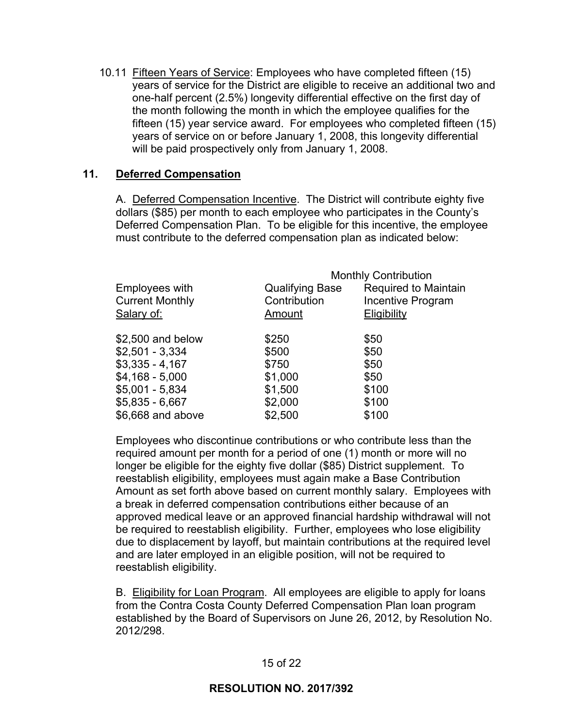10.11 Fifteen Years of Service: Employees who have completed fifteen (15) years of service for the District are eligible to receive an additional two and one-half percent (2.5%) longevity differential effective on the first day of the month following the month in which the employee qualifies for the fifteen (15) year service award. For employees who completed fifteen (15) years of service on or before January 1, 2008, this longevity differential will be paid prospectively only from January 1, 2008.

## 11. Deferred Compensation

A. Deferred Compensation Incentive. The District will contribute eighty five dollars ($85) per month to each employee who participates in the County's Deferred Compensation Plan. To be eligible for this incentive, the employee must contribute to the deferred compensation plan as indicated below:

| | Monthly Contribution | |
|---|---|---|
| Employees with Current Monthly Salary of: | Qualifying Base Contribution Amount | Required to Maintain Incentive Program Eligibility |
| $2,500 and below | $250 | $50 |
| $2,501 - 3,334 | $500 | $50 |
| $3,335 - 4,167 | $750 | $50 |
| $4,168 - 5,000 | $1,000 | $50 |
| $5,001 - 5,834 | $1,500 | $100 |
| $5,835 - 6,667 | $2,000 | $100 |
| $6,668 and above | $2,500 | $100 |

Employees who discontinue contributions or who contribute less than the required amount per month for a period of one (1) month or more will no longer be eligible for the eighty five dollar ($85) District supplement. To reestablish eligibility, employees must again make a Base Contribution Amount as set forth above based on current monthly salary. Employees with a break in deferred compensation contributions either because of an approved medical leave or an approved financial hardship withdrawal will not be required to reestablish eligibility. Further, employees who lose eligibility due to displacement by layoff, but maintain contributions at the required level and are later employed in an eligible position, will not be required to reestablish eligibility.

B. Eligibility for Loan Program. All employees are eligible to apply for loans from the Contra Costa County Deferred Compensation Plan loan program established by the Board of Supervisors on June 26, 2012, by Resolution No. 2012/298.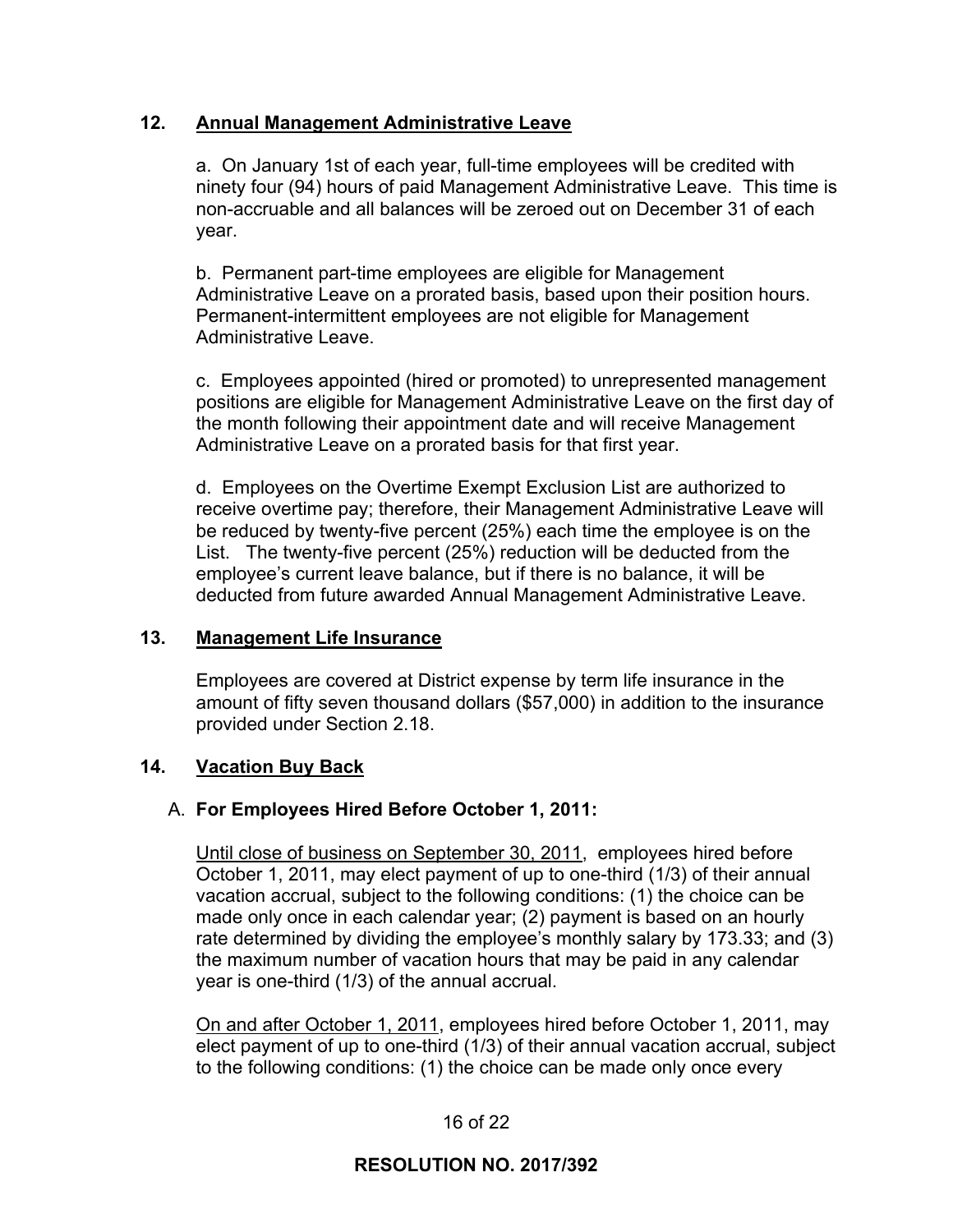## 12. <u>Annual Management Administrative Leave</u>

a. On January 1st of each year, full-time employees will be credited with ninety four (94) hours of paid Management Administrative Leave. This time is non-accruable and all balances will be zeroed out on December 31 of each year.

b. Permanent part-time employees are eligible for Management Administrative Leave on a prorated basis, based upon their position hours. Permanent-intermittent employees are not eligible for Management Administrative Leave.

c. Employees appointed (hired or promoted) to unrepresented management positions are eligible for Management Administrative Leave on the first day of the month following their appointment date and will receive Management Administrative Leave on a prorated basis for that first year.

d. Employees on the Overtime Exempt Exclusion List are authorized to receive overtime pay; therefore, their Management Administrative Leave will be reduced by twenty-five percent (25%) each time the employee is on the List. The twenty-five percent (25%) reduction will be deducted from the employee's current leave balance, but if there is no balance, it will be deducted from future awarded Annual Management Administrative Leave.

## 13. <u>Management Life Insurance</u>

Employees are covered at District expense by term life insurance in the amount of fifty seven thousand dollars ($57,000) in addition to the insurance provided under Section 2.18.

## 14. <u>Vacation Buy Back</u>

### A. **For Employees Hired Before October 1, 2011:**

<u>Until close of business on September 30, 2011</u>, employees hired before October 1, 2011, may elect payment of up to one-third (1/3) of their annual vacation accrual, subject to the following conditions: (1) the choice can be made only once in each calendar year; (2) payment is based on an hourly rate determined by dividing the employee's monthly salary by 173.33; and (3) the maximum number of vacation hours that may be paid in any calendar year is one-third (1/3) of the annual accrual.

<u>On and after October 1, 2011</u>, employees hired before October 1, 2011, may elect payment of up to one-third (1/3) of their annual vacation accrual, subject to the following conditions: (1) the choice can be made only once every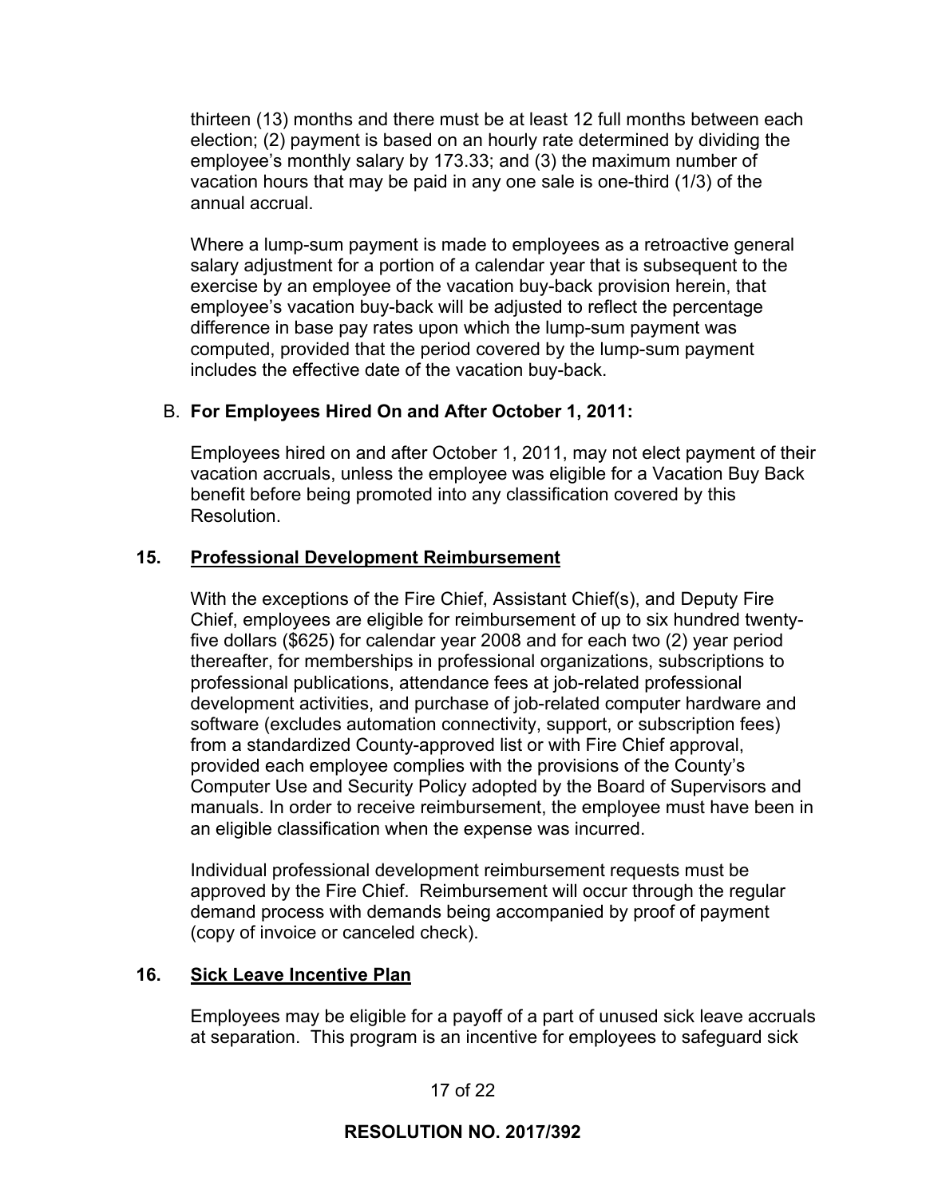thirteen (13) months and there must be at least 12 full months between each election; (2) payment is based on an hourly rate determined by dividing the employee's monthly salary by 173.33; and (3) the maximum number of vacation hours that may be paid in any one sale is one-third (1/3) of the annual accrual.

Where a lump-sum payment is made to employees as a retroactive general salary adjustment for a portion of a calendar year that is subsequent to the exercise by an employee of the vacation buy-back provision herein, that employee's vacation buy-back will be adjusted to reflect the percentage difference in base pay rates upon which the lump-sum payment was computed, provided that the period covered by the lump-sum payment includes the effective date of the vacation buy-back.

B. **For Employees Hired On and After October 1, 2011:**

Employees hired on and after October 1, 2011, may not elect payment of their vacation accruals, unless the employee was eligible for a Vacation Buy Back benefit before being promoted into any classification covered by this Resolution.

## 15. Professional Development Reimbursement

With the exceptions of the Fire Chief, Assistant Chief(s), and Deputy Fire Chief, employees are eligible for reimbursement of up to six hundred twenty-five dollars ($625) for calendar year 2008 and for each two (2) year period thereafter, for memberships in professional organizations, subscriptions to professional publications, attendance fees at job-related professional development activities, and purchase of job-related computer hardware and software (excludes automation connectivity, support, or subscription fees) from a standardized County-approved list or with Fire Chief approval, provided each employee complies with the provisions of the County's Computer Use and Security Policy adopted by the Board of Supervisors and manuals. In order to receive reimbursement, the employee must have been in an eligible classification when the expense was incurred.

Individual professional development reimbursement requests must be approved by the Fire Chief. Reimbursement will occur through the regular demand process with demands being accompanied by proof of payment (copy of invoice or canceled check).

## 16. Sick Leave Incentive Plan

Employees may be eligible for a payoff of a part of unused sick leave accruals at separation. This program is an incentive for employees to safeguard sick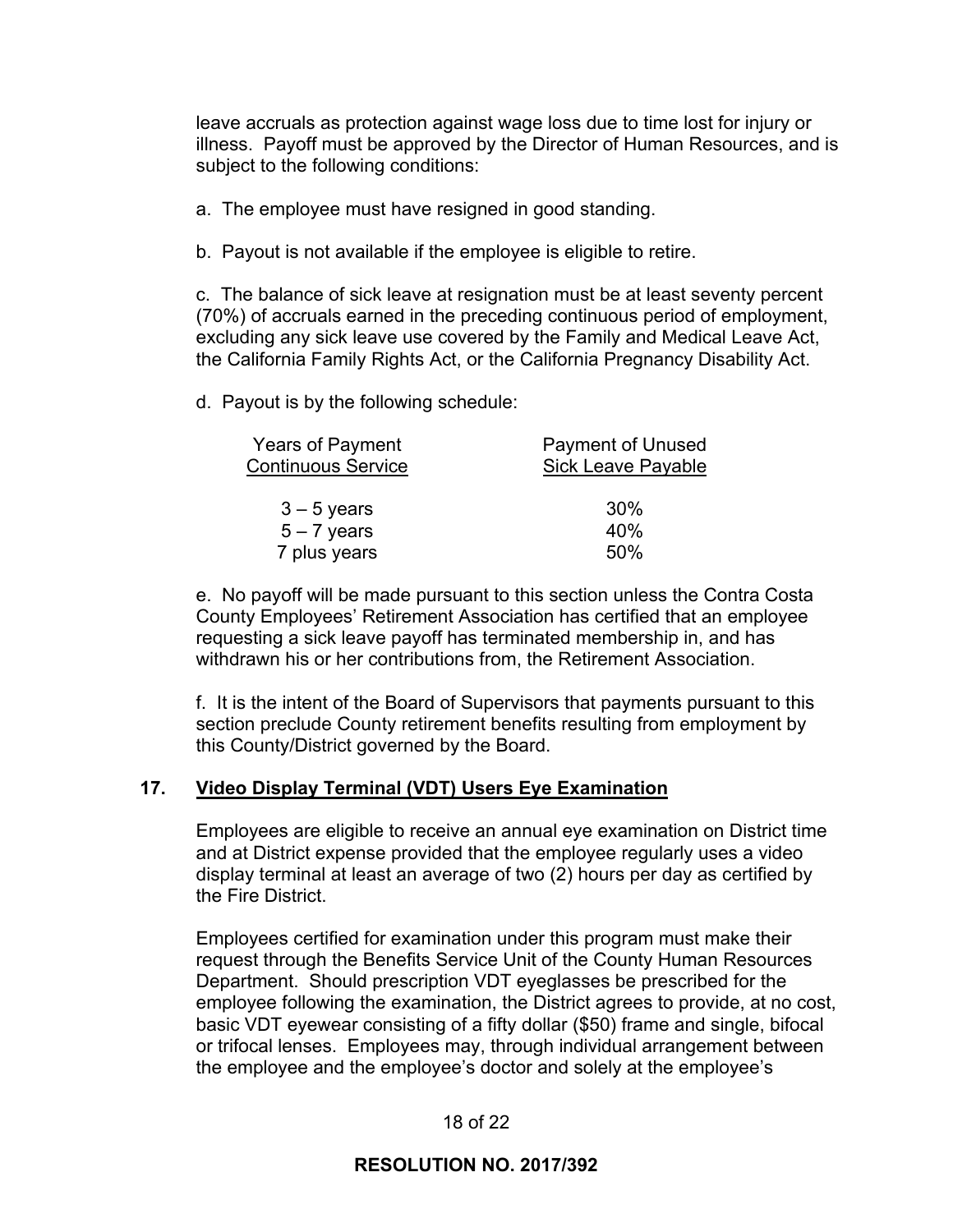leave accruals as protection against wage loss due to time lost for injury or illness. Payoff must be approved by the Director of Human Resources, and is subject to the following conditions:

a. The employee must have resigned in good standing.

b. Payout is not available if the employee is eligible to retire.

c. The balance of sick leave at resignation must be at least seventy percent (70%) of accruals earned in the preceding continuous period of employment, excluding any sick leave use covered by the Family and Medical Leave Act, the California Family Rights Act, or the California Pregnancy Disability Act.

d. Payout is by the following schedule:

| Years of Payment Continuous Service | Payment of Unused Sick Leave Payable |
|---|---|
| 3 – 5 years | 30% |
| 5 – 7 years | 40% |
| 7 plus years | 50% |

e. No payoff will be made pursuant to this section unless the Contra Costa County Employees' Retirement Association has certified that an employee requesting a sick leave payoff has terminated membership in, and has withdrawn his or her contributions from, the Retirement Association.

f. It is the intent of the Board of Supervisors that payments pursuant to this section preclude County retirement benefits resulting from employment by this County/District governed by the Board.

## 17. Video Display Terminal (VDT) Users Eye Examination

Employees are eligible to receive an annual eye examination on District time and at District expense provided that the employee regularly uses a video display terminal at least an average of two (2) hours per day as certified by the Fire District.

Employees certified for examination under this program must make their request through the Benefits Service Unit of the County Human Resources Department. Should prescription VDT eyeglasses be prescribed for the employee following the examination, the District agrees to provide, at no cost, basic VDT eyewear consisting of a fifty dollar ($50) frame and single, bifocal or trifocal lenses. Employees may, through individual arrangement between the employee and the employee's doctor and solely at the employee's

**RESOLUTION NO. 2017/392**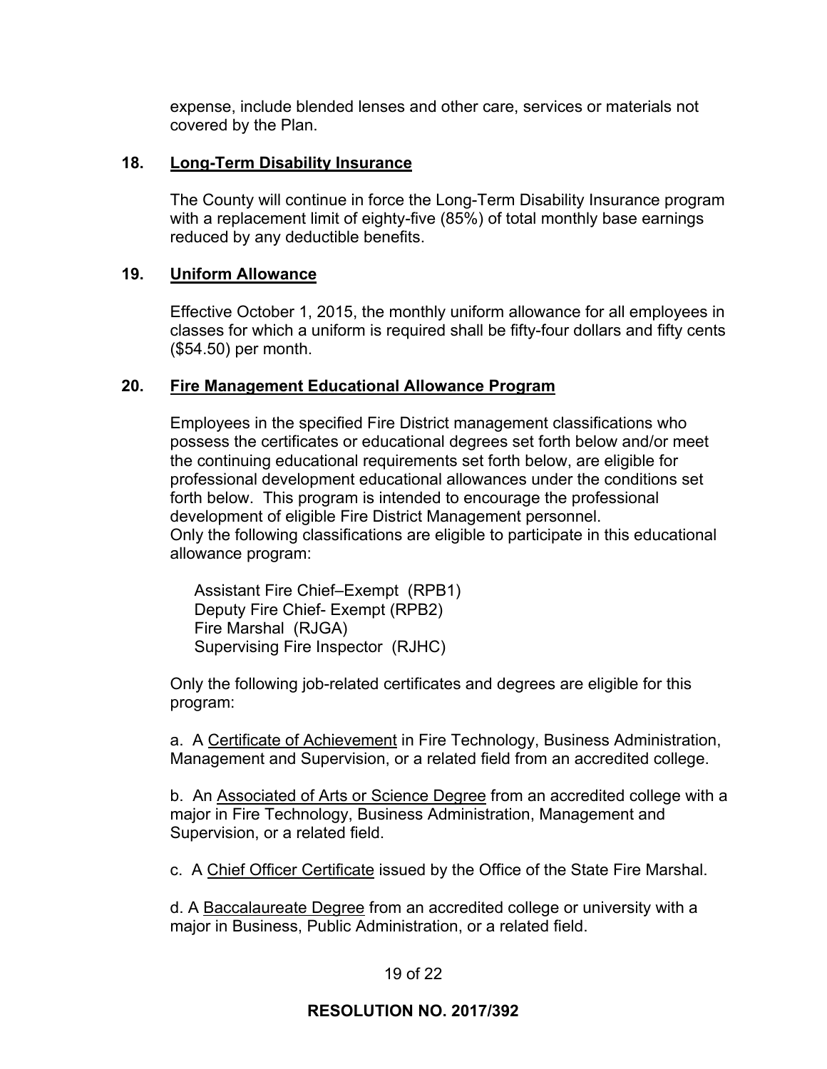expense, include blended lenses and other care, services or materials not covered by the Plan.

## 18. Long-Term Disability Insurance

The County will continue in force the Long-Term Disability Insurance program with a replacement limit of eighty-five (85%) of total monthly base earnings reduced by any deductible benefits.

## 19. Uniform Allowance

Effective October 1, 2015, the monthly uniform allowance for all employees in classes for which a uniform is required shall be fifty-four dollars and fifty cents ($54.50) per month.

## 20. Fire Management Educational Allowance Program

Employees in the specified Fire District management classifications who possess the certificates or educational degrees set forth below and/or meet the continuing educational requirements set forth below, are eligible for professional development educational allowances under the conditions set forth below. This program is intended to encourage the professional development of eligible Fire District Management personnel.
Only the following classifications are eligible to participate in this educational allowance program:

Assistant Fire Chief–Exempt (RPB1)
Deputy Fire Chief- Exempt (RPB2)
Fire Marshal (RJGA)
Supervising Fire Inspector (RJHC)

Only the following job-related certificates and degrees are eligible for this program:

a. A Certificate of Achievement in Fire Technology, Business Administration, Management and Supervision, or a related field from an accredited college.

b. An Associated of Arts or Science Degree from an accredited college with a major in Fire Technology, Business Administration, Management and Supervision, or a related field.

c. A Chief Officer Certificate issued by the Office of the State Fire Marshal.

d. A Baccalaureate Degree from an accredited college or university with a major in Business, Public Administration, or a related field.

**RESOLUTION NO. 2017/392**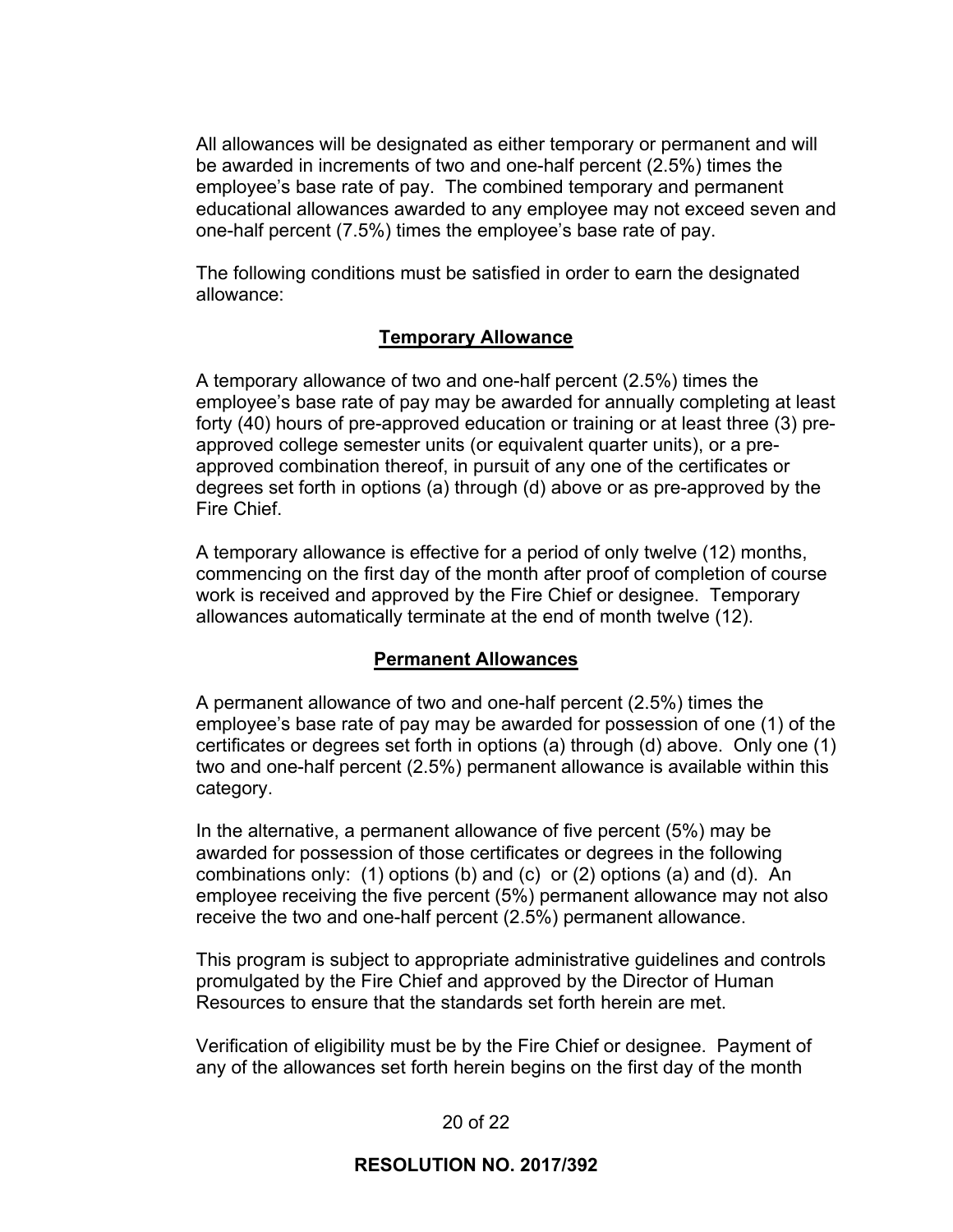All allowances will be designated as either temporary or permanent and will be awarded in increments of two and one-half percent (2.5%) times the employee's base rate of pay. The combined temporary and permanent educational allowances awarded to any employee may not exceed seven and one-half percent (7.5%) times the employee's base rate of pay.

The following conditions must be satisfied in order to earn the designated allowance:

## Temporary Allowance

A temporary allowance of two and one-half percent (2.5%) times the employee's base rate of pay may be awarded for annually completing at least forty (40) hours of pre-approved education or training or at least three (3) pre-approved college semester units (or equivalent quarter units), or a pre-approved combination thereof, in pursuit of any one of the certificates or degrees set forth in options (a) through (d) above or as pre-approved by the Fire Chief.

A temporary allowance is effective for a period of only twelve (12) months, commencing on the first day of the month after proof of completion of course work is received and approved by the Fire Chief or designee. Temporary allowances automatically terminate at the end of month twelve (12).

## Permanent Allowances

A permanent allowance of two and one-half percent (2.5%) times the employee's base rate of pay may be awarded for possession of one (1) of the certificates or degrees set forth in options (a) through (d) above. Only one (1) two and one-half percent (2.5%) permanent allowance is available within this category.

In the alternative, a permanent allowance of five percent (5%) may be awarded for possession of those certificates or degrees in the following combinations only: (1) options (b) and (c) or (2) options (a) and (d). An employee receiving the five percent (5%) permanent allowance may not also receive the two and one-half percent (2.5%) permanent allowance.

This program is subject to appropriate administrative guidelines and controls promulgated by the Fire Chief and approved by the Director of Human Resources to ensure that the standards set forth herein are met.

Verification of eligibility must be by the Fire Chief or designee. Payment of any of the allowances set forth herein begins on the first day of the month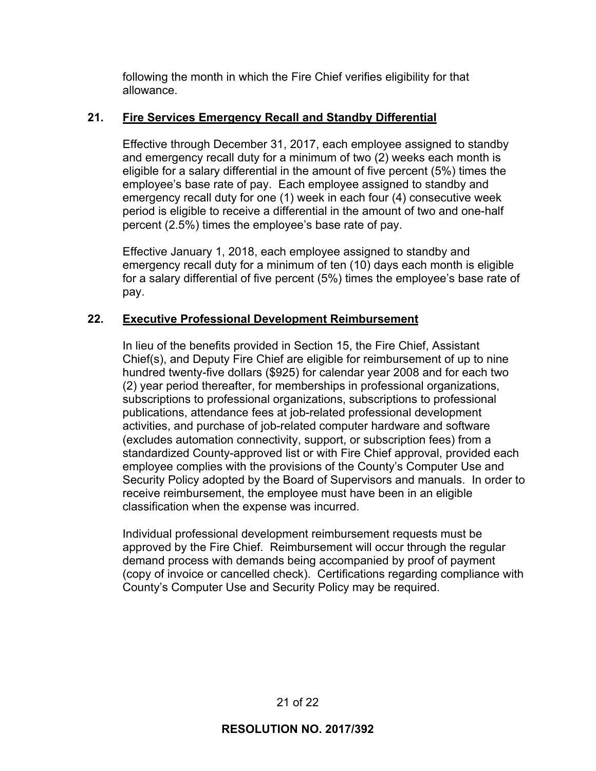following the month in which the Fire Chief verifies eligibility for that allowance.

**21. <u>Fire Services Emergency Recall and Standby Differential</u>**

Effective through December 31, 2017, each employee assigned to standby and emergency recall duty for a minimum of two (2) weeks each month is eligible for a salary differential in the amount of five percent (5%) times the employee's base rate of pay. Each employee assigned to standby and emergency recall duty for one (1) week in each four (4) consecutive week period is eligible to receive a differential in the amount of two and one-half percent (2.5%) times the employee's base rate of pay.

Effective January 1, 2018, each employee assigned to standby and emergency recall duty for a minimum of ten (10) days each month is eligible for a salary differential of five percent (5%) times the employee's base rate of pay.

**22. <u>Executive Professional Development Reimbursement</u>**

In lieu of the benefits provided in Section 15, the Fire Chief, Assistant Chief(s), and Deputy Fire Chief are eligible for reimbursement of up to nine hundred twenty-five dollars ($925) for calendar year 2008 and for each two (2) year period thereafter, for memberships in professional organizations, subscriptions to professional organizations, subscriptions to professional publications, attendance fees at job-related professional development activities, and purchase of job-related computer hardware and software (excludes automation connectivity, support, or subscription fees) from a standardized County-approved list or with Fire Chief approval, provided each employee complies with the provisions of the County's Computer Use and Security Policy adopted by the Board of Supervisors and manuals. In order to receive reimbursement, the employee must have been in an eligible classification when the expense was incurred.

Individual professional development reimbursement requests must be approved by the Fire Chief. Reimbursement will occur through the regular demand process with demands being accompanied by proof of payment (copy of invoice or cancelled check). Certifications regarding compliance with County's Computer Use and Security Policy may be required.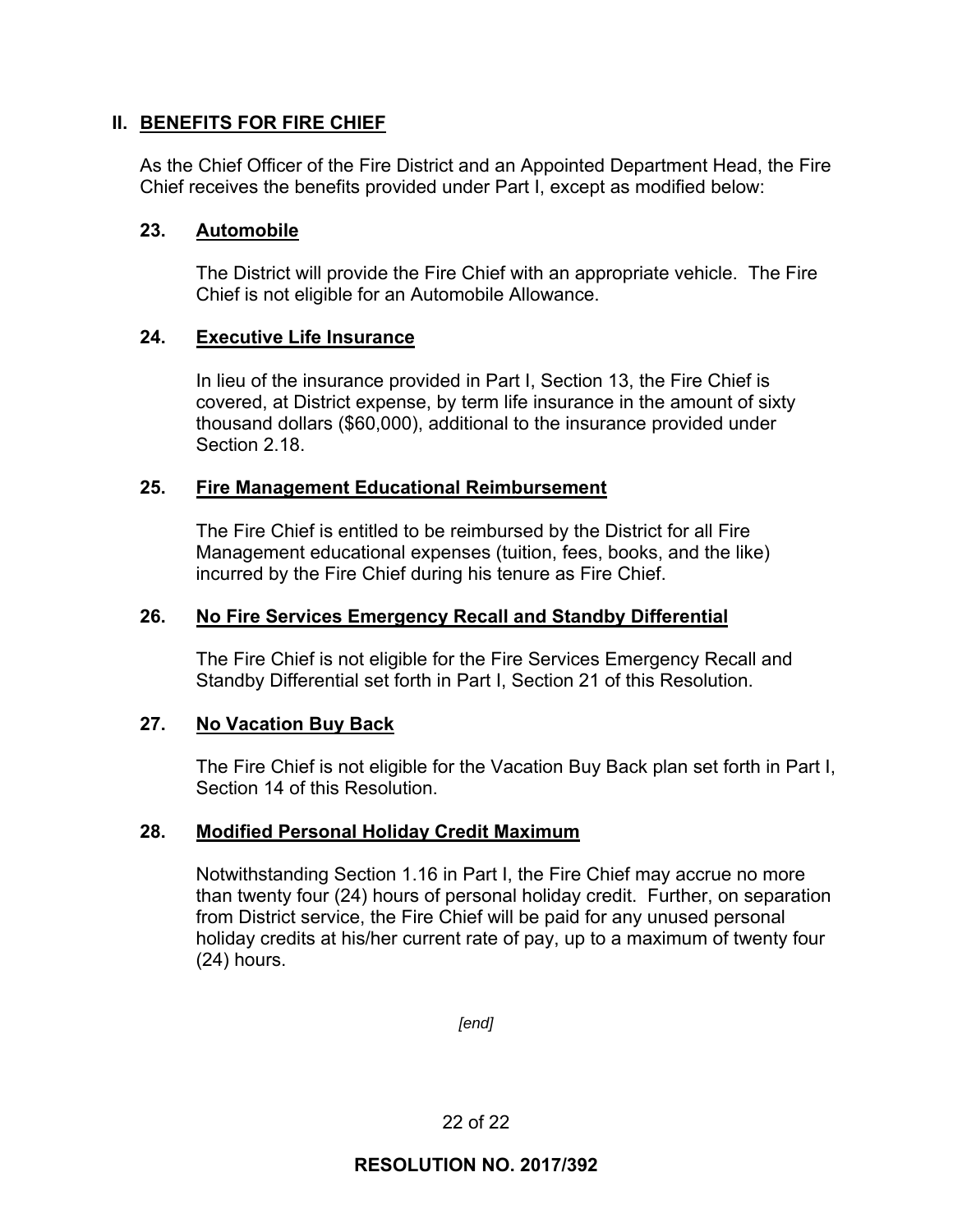## II. BENEFITS FOR FIRE CHIEF

As the Chief Officer of the Fire District and an Appointed Department Head, the Fire Chief receives the benefits provided under Part I, except as modified below:

### 23. Automobile

The District will provide the Fire Chief with an appropriate vehicle. The Fire Chief is not eligible for an Automobile Allowance.

### 24. Executive Life Insurance

In lieu of the insurance provided in Part I, Section 13, the Fire Chief is covered, at District expense, by term life insurance in the amount of sixty thousand dollars ($60,000), additional to the insurance provided under Section 2.18.

### 25. Fire Management Educational Reimbursement

The Fire Chief is entitled to be reimbursed by the District for all Fire Management educational expenses (tuition, fees, books, and the like) incurred by the Fire Chief during his tenure as Fire Chief.

### 26. No Fire Services Emergency Recall and Standby Differential

The Fire Chief is not eligible for the Fire Services Emergency Recall and Standby Differential set forth in Part I, Section 21 of this Resolution.

### 27. No Vacation Buy Back

The Fire Chief is not eligible for the Vacation Buy Back plan set forth in Part I, Section 14 of this Resolution.

### 28. Modified Personal Holiday Credit Maximum

Notwithstanding Section 1.16 in Part I, the Fire Chief may accrue no more than twenty four (24) hours of personal holiday credit. Further, on separation from District service, the Fire Chief will be paid for any unused personal holiday credits at his/her current rate of pay, up to a maximum of twenty four (24) hours.

*[end]*